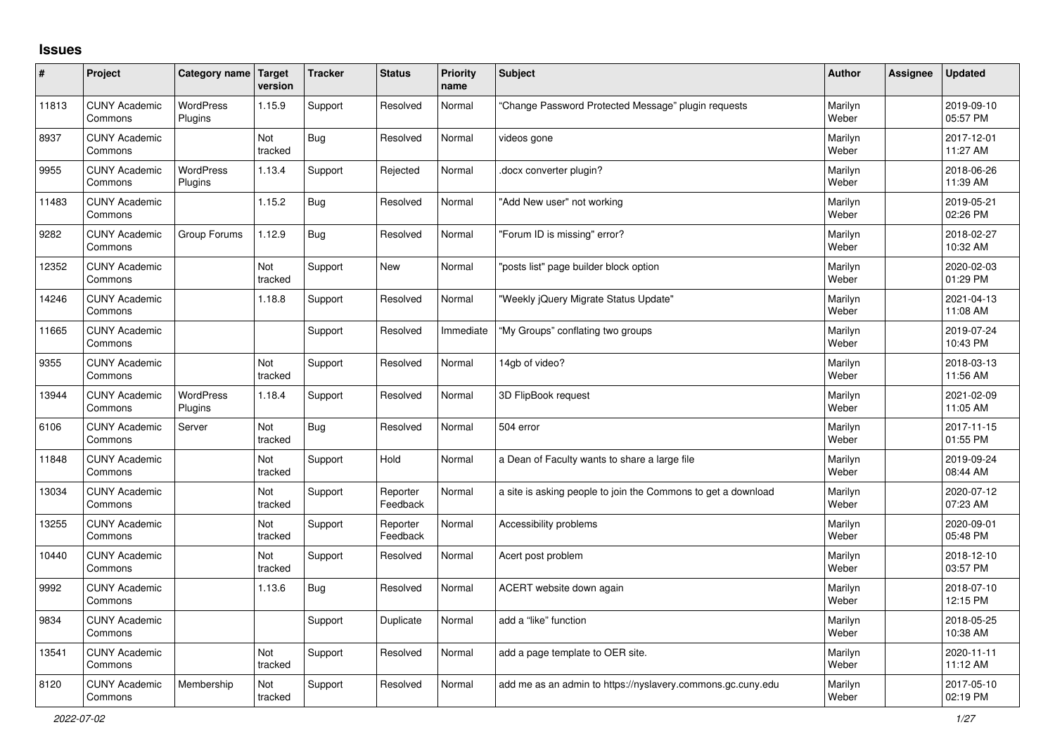# Issues

| # | Project | Category name | Target version | Tracker | Status | Priority name | Subject | Author | Assignee | Updated |
|---|---|---|---|---|---|---|---|---|---|---|
| 11813 | CUNY Academic Commons | WordPress Plugins | 1.15.9 | Support | Resolved | Normal | "Change Password Protected Message" plugin requests | Marilyn Weber | | 2019-09-10 05:57 PM |
| 8937 | CUNY Academic Commons | | Not tracked | Bug | Resolved | Normal | videos gone | Marilyn Weber | | 2017-12-01 11:27 AM |
| 9955 | CUNY Academic Commons | WordPress Plugins | 1.13.4 | Support | Rejected | Normal | .docx converter plugin? | Marilyn Weber | | 2018-06-26 11:39 AM |
| 11483 | CUNY Academic Commons | | 1.15.2 | Bug | Resolved | Normal | "Add New user" not working | Marilyn Weber | | 2019-05-21 02:26 PM |
| 9282 | CUNY Academic Commons | Group Forums | 1.12.9 | Bug | Resolved | Normal | "Forum ID is missing" error? | Marilyn Weber | | 2018-02-27 10:32 AM |
| 12352 | CUNY Academic Commons | | Not tracked | Support | New | Normal | "posts list" page builder block option | Marilyn Weber | | 2020-02-03 01:29 PM |
| 14246 | CUNY Academic Commons | | 1.18.8 | Support | Resolved | Normal | "Weekly jQuery Migrate Status Update" | Marilyn Weber | | 2021-04-13 11:08 AM |
| 11665 | CUNY Academic Commons | | | Support | Resolved | Immediate | "My Groups" conflating two groups | Marilyn Weber | | 2019-07-24 10:43 PM |
| 9355 | CUNY Academic Commons | | Not tracked | Support | Resolved | Normal | 14gb of video? | Marilyn Weber | | 2018-03-13 11:56 AM |
| 13944 | CUNY Academic Commons | WordPress Plugins | 1.18.4 | Support | Resolved | Normal | 3D FlipBook request | Marilyn Weber | | 2021-02-09 11:05 AM |
| 6106 | CUNY Academic Commons | Server | Not tracked | Bug | Resolved | Normal | 504 error | Marilyn Weber | | 2017-11-15 01:55 PM |
| 11848 | CUNY Academic Commons | | Not tracked | Support | Hold | Normal | a Dean of Faculty wants to share a large file | Marilyn Weber | | 2019-09-24 08:44 AM |
| 13034 | CUNY Academic Commons | | Not tracked | Support | Reporter Feedback | Normal | a site is asking people to join the Commons to get a download | Marilyn Weber | | 2020-07-12 07:23 AM |
| 13255 | CUNY Academic Commons | | Not tracked | Support | Reporter Feedback | Normal | Accessibility problems | Marilyn Weber | | 2020-09-01 05:48 PM |
| 10440 | CUNY Academic Commons | | Not tracked | Support | Resolved | Normal | Acert post problem | Marilyn Weber | | 2018-12-10 03:57 PM |
| 9992 | CUNY Academic Commons | | 1.13.6 | Bug | Resolved | Normal | ACERT website down again | Marilyn Weber | | 2018-07-10 12:15 PM |
| 9834 | CUNY Academic Commons | | | Support | Duplicate | Normal | add a "like" function | Marilyn Weber | | 2018-05-25 10:38 AM |
| 13541 | CUNY Academic Commons | | Not tracked | Support | Resolved | Normal | add a page template to OER site. | Marilyn Weber | | 2020-11-11 11:12 AM |
| 8120 | CUNY Academic Commons | Membership | Not tracked | Support | Resolved | Normal | add me as an admin to https://nyslavery.commons.gc.cuny.edu | Marilyn Weber | | 2017-05-10 02:19 PM |

2022-07-02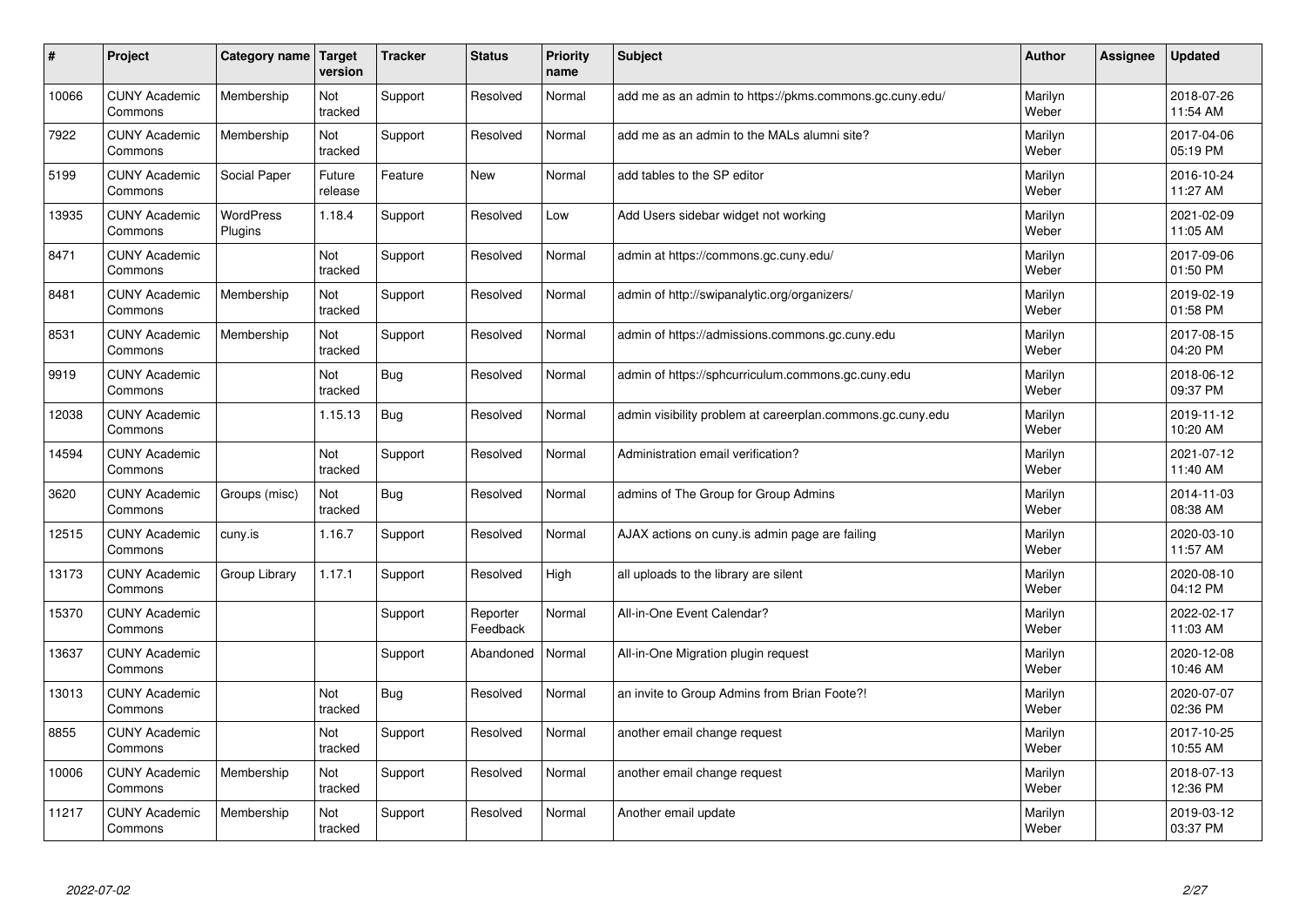| # | Project | Category name | Target version | Tracker | Status | Priority name | Subject | Author | Assignee | Updated |
|---|---|---|---|---|---|---|---|---|---|---|
| 10066 | CUNY Academic Commons | Membership | Not tracked | Support | Resolved | Normal | add me as an admin to https://pkms.commons.gc.cuny.edu/ | Marilyn Weber | | 2018-07-26 11:54 AM |
| 7922 | CUNY Academic Commons | Membership | Not tracked | Support | Resolved | Normal | add me as an admin to the MALs alumni site? | Marilyn Weber | | 2017-04-06 05:19 PM |
| 5199 | CUNY Academic Commons | Social Paper | Future release | Feature | New | Normal | add tables to the SP editor | Marilyn Weber | | 2016-10-24 11:27 AM |
| 13935 | CUNY Academic Commons | WordPress Plugins | 1.18.4 | Support | Resolved | Low | Add Users sidebar widget not working | Marilyn Weber | | 2021-02-09 11:05 AM |
| 8471 | CUNY Academic Commons | | Not tracked | Support | Resolved | Normal | admin at https://commons.gc.cuny.edu/ | Marilyn Weber | | 2017-09-06 01:50 PM |
| 8481 | CUNY Academic Commons | Membership | Not tracked | Support | Resolved | Normal | admin of http://swipanalytic.org/organizers/ | Marilyn Weber | | 2019-02-19 01:58 PM |
| 8531 | CUNY Academic Commons | Membership | Not tracked | Support | Resolved | Normal | admin of https://admissions.commons.gc.cuny.edu | Marilyn Weber | | 2017-08-15 04:20 PM |
| 9919 | CUNY Academic Commons | | Not tracked | Bug | Resolved | Normal | admin of https://sphcurriculum.commons.gc.cuny.edu | Marilyn Weber | | 2018-06-12 09:37 PM |
| 12038 | CUNY Academic Commons | | 1.15.13 | Bug | Resolved | Normal | admin visibility problem at careerplan.commons.gc.cuny.edu | Marilyn Weber | | 2019-11-12 10:20 AM |
| 14594 | CUNY Academic Commons | | Not tracked | Support | Resolved | Normal | Administration email verification? | Marilyn Weber | | 2021-07-12 11:40 AM |
| 3620 | CUNY Academic Commons | Groups (misc) | Not tracked | Bug | Resolved | Normal | admins of The Group for Group Admins | Marilyn Weber | | 2014-11-03 08:38 AM |
| 12515 | CUNY Academic Commons | cuny.is | 1.16.7 | Support | Resolved | Normal | AJAX actions on cuny.is admin page are failing | Marilyn Weber | | 2020-03-10 11:57 AM |
| 13173 | CUNY Academic Commons | Group Library | 1.17.1 | Support | Resolved | High | all uploads to the library are silent | Marilyn Weber | | 2020-08-10 04:12 PM |
| 15370 | CUNY Academic Commons | | | Support | Reporter Feedback | Normal | All-in-One Event Calendar? | Marilyn Weber | | 2022-02-17 11:03 AM |
| 13637 | CUNY Academic Commons | | | Support | Abandoned | Normal | All-in-One Migration plugin request | Marilyn Weber | | 2020-12-08 10:46 AM |
| 13013 | CUNY Academic Commons | | Not tracked | Bug | Resolved | Normal | an invite to Group Admins from Brian Foote?! | Marilyn Weber | | 2020-07-07 02:36 PM |
| 8855 | CUNY Academic Commons | | Not tracked | Support | Resolved | Normal | another email change request | Marilyn Weber | | 2017-10-25 10:55 AM |
| 10006 | CUNY Academic Commons | Membership | Not tracked | Support | Resolved | Normal | another email change request | Marilyn Weber | | 2018-07-13 12:36 PM |
| 11217 | CUNY Academic Commons | Membership | Not tracked | Support | Resolved | Normal | Another email update | Marilyn Weber | | 2019-03-12 03:37 PM |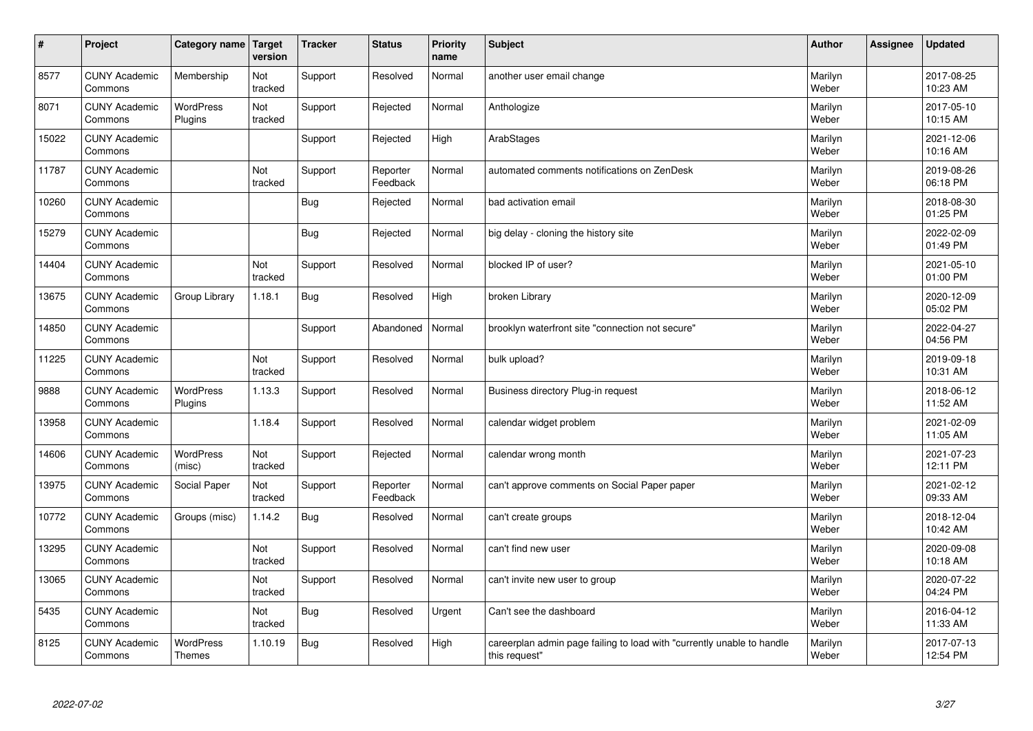| # | Project | Category name | Target version | Tracker | Status | Priority name | Subject | Author | Assignee | Updated |
|---|---|---|---|---|---|---|---|---|---|---|
| 8577 | CUNY Academic Commons | Membership | Not tracked | Support | Resolved | Normal | another user email change | Marilyn Weber | | 2017-08-25 10:23 AM |
| 8071 | CUNY Academic Commons | WordPress Plugins | Not tracked | Support | Rejected | Normal | Anthologize | Marilyn Weber | | 2017-05-10 10:15 AM |
| 15022 | CUNY Academic Commons | | | Support | Rejected | High | ArabStages | Marilyn Weber | | 2021-12-06 10:16 AM |
| 11787 | CUNY Academic Commons | | Not tracked | Support | Reporter Feedback | Normal | automated comments notifications on ZenDesk | Marilyn Weber | | 2019-08-26 06:18 PM |
| 10260 | CUNY Academic Commons | | | Bug | Rejected | Normal | bad activation email | Marilyn Weber | | 2018-08-30 01:25 PM |
| 15279 | CUNY Academic Commons | | | Bug | Rejected | Normal | big delay - cloning the history site | Marilyn Weber | | 2022-02-09 01:49 PM |
| 14404 | CUNY Academic Commons | | Not tracked | Support | Resolved | Normal | blocked IP of user? | Marilyn Weber | | 2021-05-10 01:00 PM |
| 13675 | CUNY Academic Commons | Group Library | 1.18.1 | Bug | Resolved | High | broken Library | Marilyn Weber | | 2020-12-09 05:02 PM |
| 14850 | CUNY Academic Commons | | | Support | Abandoned | Normal | brooklyn waterfront site "connection not secure" | Marilyn Weber | | 2022-04-27 04:56 PM |
| 11225 | CUNY Academic Commons | | Not tracked | Support | Resolved | Normal | bulk upload? | Marilyn Weber | | 2019-09-18 10:31 AM |
| 9888 | CUNY Academic Commons | WordPress Plugins | 1.13.3 | Support | Resolved | Normal | Business directory Plug-in request | Marilyn Weber | | 2018-06-12 11:52 AM |
| 13958 | CUNY Academic Commons | | 1.18.4 | Support | Resolved | Normal | calendar widget problem | Marilyn Weber | | 2021-02-09 11:05 AM |
| 14606 | CUNY Academic Commons | WordPress (misc) | Not tracked | Support | Rejected | Normal | calendar wrong month | Marilyn Weber | | 2021-07-23 12:11 PM |
| 13975 | CUNY Academic Commons | Social Paper | Not tracked | Support | Reporter Feedback | Normal | can't approve comments on Social Paper paper | Marilyn Weber | | 2021-02-12 09:33 AM |
| 10772 | CUNY Academic Commons | Groups (misc) | 1.14.2 | Bug | Resolved | Normal | can't create groups | Marilyn Weber | | 2018-12-04 10:42 AM |
| 13295 | CUNY Academic Commons | | Not tracked | Support | Resolved | Normal | can't find new user | Marilyn Weber | | 2020-09-08 10:18 AM |
| 13065 | CUNY Academic Commons | | Not tracked | Support | Resolved | Normal | can't invite new user to group | Marilyn Weber | | 2020-07-22 04:24 PM |
| 5435 | CUNY Academic Commons | | Not tracked | Bug | Resolved | Urgent | Can't see the dashboard | Marilyn Weber | | 2016-04-12 11:33 AM |
| 8125 | CUNY Academic Commons | WordPress Themes | 1.10.19 | Bug | Resolved | High | careerplan admin page failing to load with "currently unable to handle this request" | Marilyn Weber | | 2017-07-13 12:54 PM |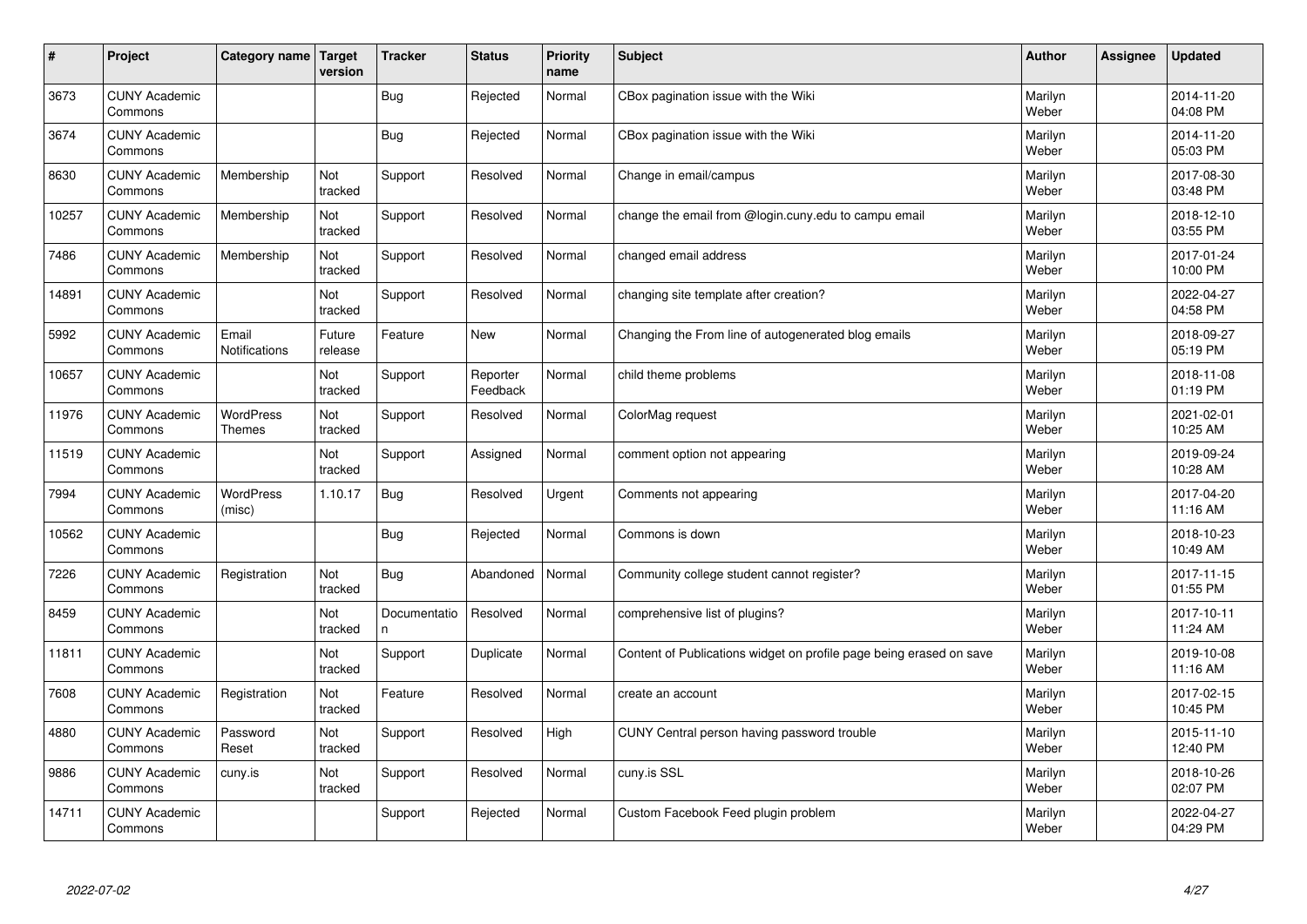| # | Project | Category name | Target version | Tracker | Status | Priority name | Subject | Author | Assignee | Updated |
|---|---|---|---|---|---|---|---|---|---|---|
| 3673 | CUNY Academic Commons | | | Bug | Rejected | Normal | CBox pagination issue with the Wiki | Marilyn Weber | | 2014-11-20 04:08 PM |
| 3674 | CUNY Academic Commons | | | Bug | Rejected | Normal | CBox pagination issue with the Wiki | Marilyn Weber | | 2014-11-20 05:03 PM |
| 8630 | CUNY Academic Commons | Membership | Not tracked | Support | Resolved | Normal | Change in email/campus | Marilyn Weber | | 2017-08-30 03:48 PM |
| 10257 | CUNY Academic Commons | Membership | Not tracked | Support | Resolved | Normal | change the email from @login.cuny.edu to campu email | Marilyn Weber | | 2018-12-10 03:55 PM |
| 7486 | CUNY Academic Commons | Membership | Not tracked | Support | Resolved | Normal | changed email address | Marilyn Weber | | 2017-01-24 10:00 PM |
| 14891 | CUNY Academic Commons | | Not tracked | Support | Resolved | Normal | changing site template after creation? | Marilyn Weber | | 2022-04-27 04:58 PM |
| 5992 | CUNY Academic Commons | Email Notifications | Future release | Feature | New | Normal | Changing the From line of autogenerated blog emails | Marilyn Weber | | 2018-09-27 05:19 PM |
| 10657 | CUNY Academic Commons | | Not tracked | Support | Reporter Feedback | Normal | child theme problems | Marilyn Weber | | 2018-11-08 01:19 PM |
| 11976 | CUNY Academic Commons | WordPress Themes | Not tracked | Support | Resolved | Normal | ColorMag request | Marilyn Weber | | 2021-02-01 10:25 AM |
| 11519 | CUNY Academic Commons | | Not tracked | Support | Assigned | Normal | comment option not appearing | Marilyn Weber | | 2019-09-24 10:28 AM |
| 7994 | CUNY Academic Commons | WordPress (misc) | 1.10.17 | Bug | Resolved | Urgent | Comments not appearing | Marilyn Weber | | 2017-04-20 11:16 AM |
| 10562 | CUNY Academic Commons | | | Bug | Rejected | Normal | Commons is down | Marilyn Weber | | 2018-10-23 10:49 AM |
| 7226 | CUNY Academic Commons | Registration | Not tracked | Bug | Abandoned | Normal | Community college student cannot register? | Marilyn Weber | | 2017-11-15 01:55 PM |
| 8459 | CUNY Academic Commons | | Not tracked | Documentation | Resolved | Normal | comprehensive list of plugins? | Marilyn Weber | | 2017-10-11 11:24 AM |
| 11811 | CUNY Academic Commons | | Not tracked | Support | Duplicate | Normal | Content of Publications widget on profile page being erased on save | Marilyn Weber | | 2019-10-08 11:16 AM |
| 7608 | CUNY Academic Commons | Registration | Not tracked | Feature | Resolved | Normal | create an account | Marilyn Weber | | 2017-02-15 10:45 PM |
| 4880 | CUNY Academic Commons | Password Reset | Not tracked | Support | Resolved | High | CUNY Central person having password trouble | Marilyn Weber | | 2015-11-10 12:40 PM |
| 9886 | CUNY Academic Commons | cuny.is | Not tracked | Support | Resolved | Normal | cuny.is SSL | Marilyn Weber | | 2018-10-26 02:07 PM |
| 14711 | CUNY Academic Commons | | | Support | Rejected | Normal | Custom Facebook Feed plugin problem | Marilyn Weber | | 2022-04-27 04:29 PM |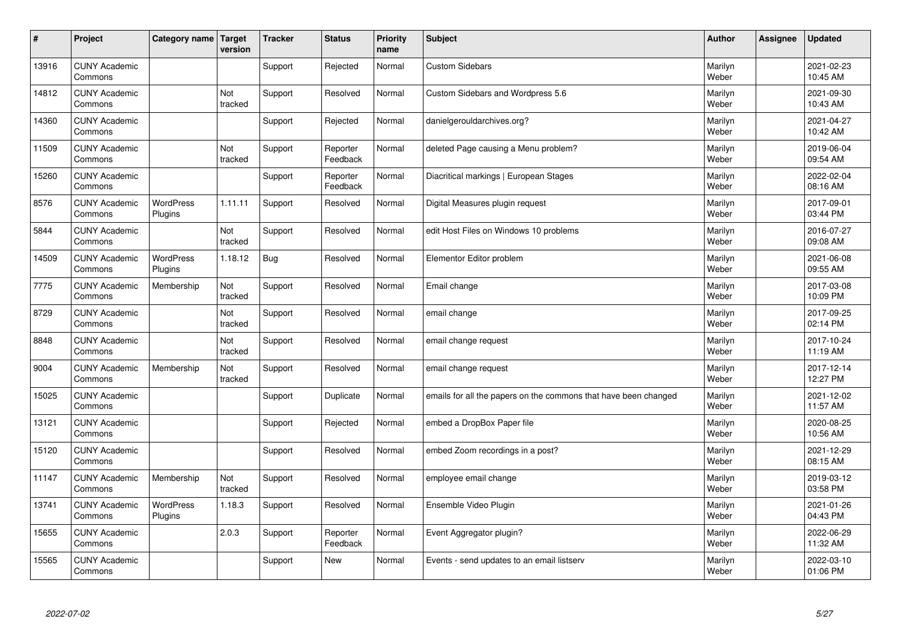| # | Project | Category name | Target version | Tracker | Status | Priority name | Subject | Author | Assignee | Updated |
|---|---|---|---|---|---|---|---|---|---|---|
| 13916 | CUNY Academic Commons | | | Support | Rejected | Normal | Custom Sidebars | Marilyn Weber | | 2021-02-23 10:45 AM |
| 14812 | CUNY Academic Commons | | Not tracked | Support | Resolved | Normal | Custom Sidebars and Wordpress 5.6 | Marilyn Weber | | 2021-09-30 10:43 AM |
| 14360 | CUNY Academic Commons | | | Support | Rejected | Normal | danielgerouldarchives.org? | Marilyn Weber | | 2021-04-27 10:42 AM |
| 11509 | CUNY Academic Commons | | Not tracked | Support | Reporter Feedback | Normal | deleted Page causing a Menu problem? | Marilyn Weber | | 2019-06-04 09:54 AM |
| 15260 | CUNY Academic Commons | | | Support | Reporter Feedback | Normal | Diacritical markings \| European Stages | Marilyn Weber | | 2022-02-04 08:16 AM |
| 8576 | CUNY Academic Commons | WordPress Plugins | 1.11.11 | Support | Resolved | Normal | Digital Measures plugin request | Marilyn Weber | | 2017-09-01 03:44 PM |
| 5844 | CUNY Academic Commons | | Not tracked | Support | Resolved | Normal | edit Host Files on Windows 10 problems | Marilyn Weber | | 2016-07-27 09:08 AM |
| 14509 | CUNY Academic Commons | WordPress Plugins | 1.18.12 | Bug | Resolved | Normal | Elementor Editor problem | Marilyn Weber | | 2021-06-08 09:55 AM |
| 7775 | CUNY Academic Commons | Membership | Not tracked | Support | Resolved | Normal | Email change | Marilyn Weber | | 2017-03-08 10:09 PM |
| 8729 | CUNY Academic Commons | | Not tracked | Support | Resolved | Normal | email change | Marilyn Weber | | 2017-09-25 02:14 PM |
| 8848 | CUNY Academic Commons | | Not tracked | Support | Resolved | Normal | email change request | Marilyn Weber | | 2017-10-24 11:19 AM |
| 9004 | CUNY Academic Commons | Membership | Not tracked | Support | Resolved | Normal | email change request | Marilyn Weber | | 2017-12-14 12:27 PM |
| 15025 | CUNY Academic Commons | | | Support | Duplicate | Normal | emails for all the papers on the commons that have been changed | Marilyn Weber | | 2021-12-02 11:57 AM |
| 13121 | CUNY Academic Commons | | | Support | Rejected | Normal | embed a DropBox Paper file | Marilyn Weber | | 2020-08-25 10:56 AM |
| 15120 | CUNY Academic Commons | | | Support | Resolved | Normal | embed Zoom recordings in a post? | Marilyn Weber | | 2021-12-29 08:15 AM |
| 11147 | CUNY Academic Commons | Membership | Not tracked | Support | Resolved | Normal | employee email change | Marilyn Weber | | 2019-03-12 03:58 PM |
| 13741 | CUNY Academic Commons | WordPress Plugins | 1.18.3 | Support | Resolved | Normal | Ensemble Video Plugin | Marilyn Weber | | 2021-01-26 04:43 PM |
| 15655 | CUNY Academic Commons | | 2.0.3 | Support | Reporter Feedback | Normal | Event Aggregator plugin? | Marilyn Weber | | 2022-06-29 11:32 AM |
| 15565 | CUNY Academic Commons | | | Support | New | Normal | Events - send updates to an email listserv | Marilyn Weber | | 2022-03-10 01:06 PM |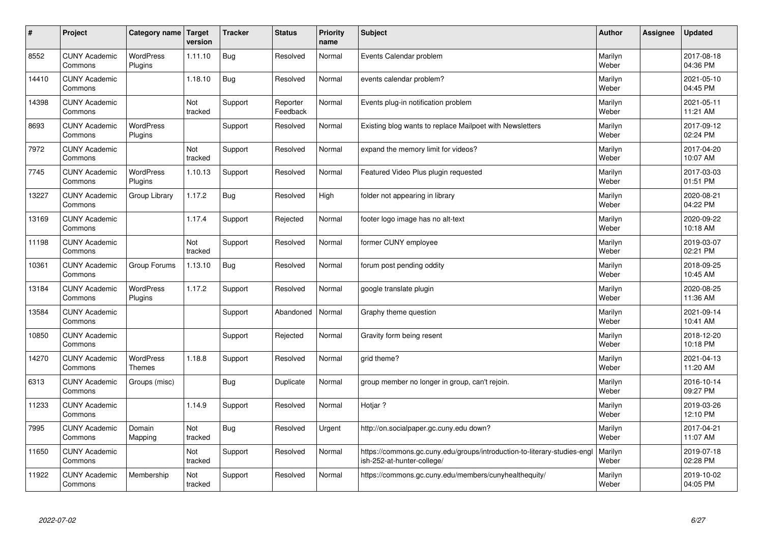| # | Project | Category name | Target version | Tracker | Status | Priority name | Subject | Author | Assignee | Updated |
|---|---|---|---|---|---|---|---|---|---|---|
| 8552 | CUNY Academic Commons | WordPress Plugins | 1.11.10 | Bug | Resolved | Normal | Events Calendar problem | Marilyn Weber | | 2017-08-18 04:36 PM |
| 14410 | CUNY Academic Commons | | 1.18.10 | Bug | Resolved | Normal | events calendar problem? | Marilyn Weber | | 2021-05-10 04:45 PM |
| 14398 | CUNY Academic Commons | | Not tracked | Support | Reporter Feedback | Normal | Events plug-in notification problem | Marilyn Weber | | 2021-05-11 11:21 AM |
| 8693 | CUNY Academic Commons | WordPress Plugins | | Support | Resolved | Normal | Existing blog wants to replace Mailpoet with Newsletters | Marilyn Weber | | 2017-09-12 02:24 PM |
| 7972 | CUNY Academic Commons | | Not tracked | Support | Resolved | Normal | expand the memory limit for videos? | Marilyn Weber | | 2017-04-20 10:07 AM |
| 7745 | CUNY Academic Commons | WordPress Plugins | 1.10.13 | Support | Resolved | Normal | Featured Video Plus plugin requested | Marilyn Weber | | 2017-03-03 01:51 PM |
| 13227 | CUNY Academic Commons | Group Library | 1.17.2 | Bug | Resolved | High | folder not appearing in library | Marilyn Weber | | 2020-08-21 04:22 PM |
| 13169 | CUNY Academic Commons | | 1.17.4 | Support | Rejected | Normal | footer logo image has no alt-text | Marilyn Weber | | 2020-09-22 10:18 AM |
| 11198 | CUNY Academic Commons | | Not tracked | Support | Resolved | Normal | former CUNY employee | Marilyn Weber | | 2019-03-07 02:21 PM |
| 10361 | CUNY Academic Commons | Group Forums | 1.13.10 | Bug | Resolved | Normal | forum post pending oddity | Marilyn Weber | | 2018-09-25 10:45 AM |
| 13184 | CUNY Academic Commons | WordPress Plugins | 1.17.2 | Support | Resolved | Normal | google translate plugin | Marilyn Weber | | 2020-08-25 11:36 AM |
| 13584 | CUNY Academic Commons | | | Support | Abandoned | Normal | Graphy theme question | Marilyn Weber | | 2021-09-14 10:41 AM |
| 10850 | CUNY Academic Commons | | | Support | Rejected | Normal | Gravity form being resent | Marilyn Weber | | 2018-12-20 10:18 PM |
| 14270 | CUNY Academic Commons | WordPress Themes | 1.18.8 | Support | Resolved | Normal | grid theme? | Marilyn Weber | | 2021-04-13 11:20 AM |
| 6313 | CUNY Academic Commons | Groups (misc) | | Bug | Duplicate | Normal | group member no longer in group, can't rejoin. | Marilyn Weber | | 2016-10-14 09:27 PM |
| 11233 | CUNY Academic Commons | | 1.14.9 | Support | Resolved | Normal | Hotjar ? | Marilyn Weber | | 2019-03-26 12:10 PM |
| 7995 | CUNY Academic Commons | Domain Mapping | Not tracked | Bug | Resolved | Urgent | http://on.socialpaper.gc.cuny.edu down? | Marilyn Weber | | 2017-04-21 11:07 AM |
| 11650 | CUNY Academic Commons | | Not tracked | Support | Resolved | Normal | https://commons.gc.cuny.edu/groups/introduction-to-literary-studies-english-252-at-hunter-college/ | Marilyn Weber | | 2019-07-18 02:28 PM |
| 11922 | CUNY Academic Commons | Membership | Not tracked | Support | Resolved | Normal | https://commons.gc.cuny.edu/members/cunyhealthequity/ | Marilyn Weber | | 2019-10-02 04:05 PM |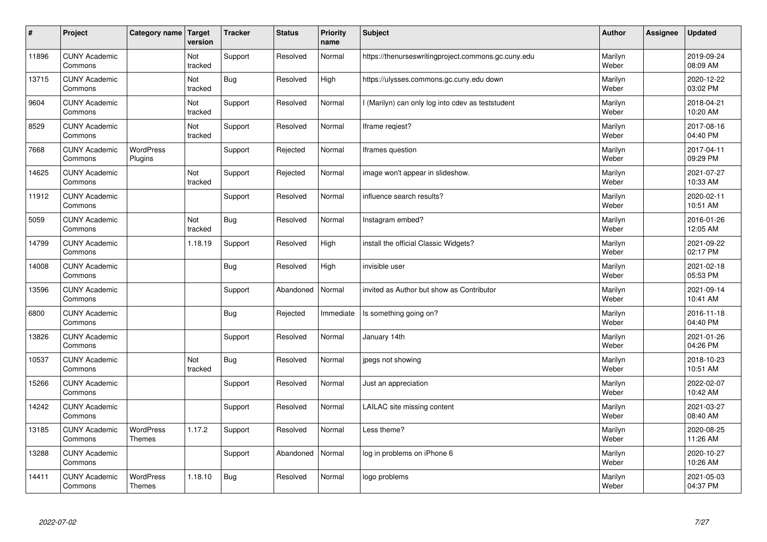| # | Project | Category name | Target version | Tracker | Status | Priority name | Subject | Author | Assignee | Updated |
|---|---|---|---|---|---|---|---|---|---|---|
| 11896 | CUNY Academic Commons | | Not tracked | Support | Resolved | Normal | https://thenurseswritingproject.commons.gc.cuny.edu | Marilyn Weber | | 2019-09-24 08:09 AM |
| 13715 | CUNY Academic Commons | | Not tracked | Bug | Resolved | High | https://ulysses.commons.gc.cuny.edu down | Marilyn Weber | | 2020-12-22 03:02 PM |
| 9604 | CUNY Academic Commons | | Not tracked | Support | Resolved | Normal | I (Marilyn) can only log into cdev as teststudent | Marilyn Weber | | 2018-04-21 10:20 AM |
| 8529 | CUNY Academic Commons | | Not tracked | Support | Resolved | Normal | Iframe reqiest? | Marilyn Weber | | 2017-08-16 04:40 PM |
| 7668 | CUNY Academic Commons | WordPress Plugins | | Support | Rejected | Normal | Iframes question | Marilyn Weber | | 2017-04-11 09:29 PM |
| 14625 | CUNY Academic Commons | | Not tracked | Support | Rejected | Normal | image won't appear in slideshow. | Marilyn Weber | | 2021-07-27 10:33 AM |
| 11912 | CUNY Academic Commons | | | Support | Resolved | Normal | influence search results? | Marilyn Weber | | 2020-02-11 10:51 AM |
| 5059 | CUNY Academic Commons | | Not tracked | Bug | Resolved | Normal | Instagram embed? | Marilyn Weber | | 2016-01-26 12:05 AM |
| 14799 | CUNY Academic Commons | | 1.18.19 | Support | Resolved | High | install the official Classic Widgets? | Marilyn Weber | | 2021-09-22 02:17 PM |
| 14008 | CUNY Academic Commons | | | Bug | Resolved | High | invisible user | Marilyn Weber | | 2021-02-18 05:53 PM |
| 13596 | CUNY Academic Commons | | | Support | Abandoned | Normal | invited as Author but show as Contributor | Marilyn Weber | | 2021-09-14 10:41 AM |
| 6800 | CUNY Academic Commons | | | Bug | Rejected | Immediate | Is something going on? | Marilyn Weber | | 2016-11-18 04:40 PM |
| 13826 | CUNY Academic Commons | | | Support | Resolved | Normal | January 14th | Marilyn Weber | | 2021-01-26 04:26 PM |
| 10537 | CUNY Academic Commons | | Not tracked | Bug | Resolved | Normal | jpegs not showing | Marilyn Weber | | 2018-10-23 10:51 AM |
| 15266 | CUNY Academic Commons | | | Support | Resolved | Normal | Just an appreciation | Marilyn Weber | | 2022-02-07 10:42 AM |
| 14242 | CUNY Academic Commons | | | Support | Resolved | Normal | LAILAC site missing content | Marilyn Weber | | 2021-03-27 08:40 AM |
| 13185 | CUNY Academic Commons | WordPress Themes | 1.17.2 | Support | Resolved | Normal | Less theme? | Marilyn Weber | | 2020-08-25 11:26 AM |
| 13288 | CUNY Academic Commons | | | Support | Abandoned | Normal | log in problems on iPhone 6 | Marilyn Weber | | 2020-10-27 10:26 AM |
| 14411 | CUNY Academic Commons | WordPress Themes | 1.18.10 | Bug | Resolved | Normal | logo problems | Marilyn Weber | | 2021-05-03 04:37 PM |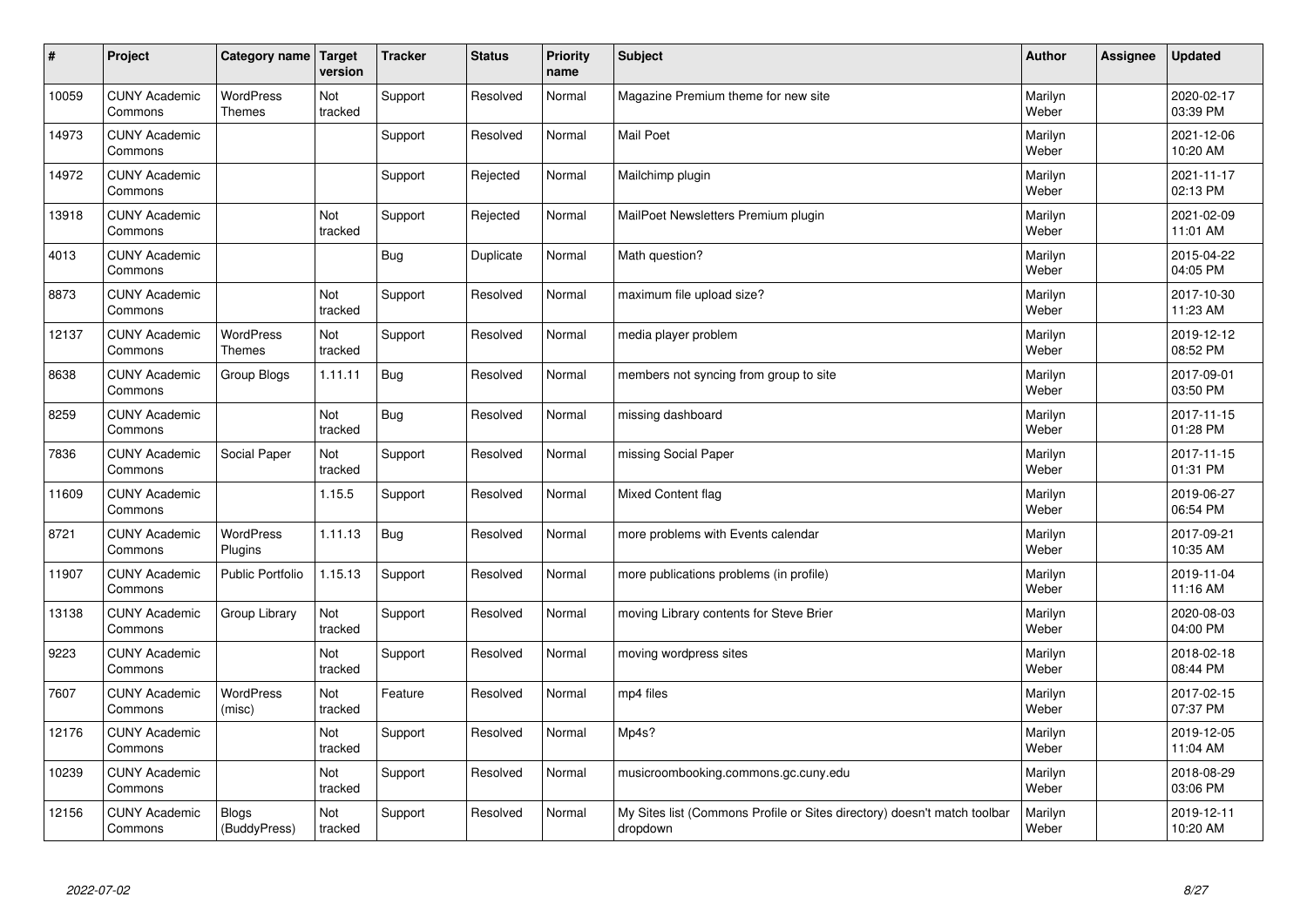| # | Project | Category name | Target version | Tracker | Status | Priority name | Subject | Author | Assignee | Updated |
|---|---|---|---|---|---|---|---|---|---|---|
| 10059 | CUNY Academic Commons | WordPress Themes | Not tracked | Support | Resolved | Normal | Magazine Premium theme for new site | Marilyn Weber | | 2020-02-17 03:39 PM |
| 14973 | CUNY Academic Commons | | | Support | Resolved | Normal | Mail Poet | Marilyn Weber | | 2021-12-06 10:20 AM |
| 14972 | CUNY Academic Commons | | | Support | Rejected | Normal | Mailchimp plugin | Marilyn Weber | | 2021-11-17 02:13 PM |
| 13918 | CUNY Academic Commons | | Not tracked | Support | Rejected | Normal | MailPoet Newsletters Premium plugin | Marilyn Weber | | 2021-02-09 11:01 AM |
| 4013 | CUNY Academic Commons | | | Bug | Duplicate | Normal | Math question? | Marilyn Weber | | 2015-04-22 04:05 PM |
| 8873 | CUNY Academic Commons | | Not tracked | Support | Resolved | Normal | maximum file upload size? | Marilyn Weber | | 2017-10-30 11:23 AM |
| 12137 | CUNY Academic Commons | WordPress Themes | Not tracked | Support | Resolved | Normal | media player problem | Marilyn Weber | | 2019-12-12 08:52 PM |
| 8638 | CUNY Academic Commons | Group Blogs | 1.11.11 | Bug | Resolved | Normal | members not syncing from group to site | Marilyn Weber | | 2017-09-01 03:50 PM |
| 8259 | CUNY Academic Commons | | Not tracked | Bug | Resolved | Normal | missing dashboard | Marilyn Weber | | 2017-11-15 01:28 PM |
| 7836 | CUNY Academic Commons | Social Paper | Not tracked | Support | Resolved | Normal | missing Social Paper | Marilyn Weber | | 2017-11-15 01:31 PM |
| 11609 | CUNY Academic Commons | | 1.15.5 | Support | Resolved | Normal | Mixed Content flag | Marilyn Weber | | 2019-06-27 06:54 PM |
| 8721 | CUNY Academic Commons | WordPress Plugins | 1.11.13 | Bug | Resolved | Normal | more problems with Events calendar | Marilyn Weber | | 2017-09-21 10:35 AM |
| 11907 | CUNY Academic Commons | Public Portfolio | 1.15.13 | Support | Resolved | Normal | more publications problems (in profile) | Marilyn Weber | | 2019-11-04 11:16 AM |
| 13138 | CUNY Academic Commons | Group Library | Not tracked | Support | Resolved | Normal | moving Library contents for Steve Brier | Marilyn Weber | | 2020-08-03 04:00 PM |
| 9223 | CUNY Academic Commons | | Not tracked | Support | Resolved | Normal | moving wordpress sites | Marilyn Weber | | 2018-02-18 08:44 PM |
| 7607 | CUNY Academic Commons | WordPress (misc) | Not tracked | Feature | Resolved | Normal | mp4 files | Marilyn Weber | | 2017-02-15 07:37 PM |
| 12176 | CUNY Academic Commons | | Not tracked | Support | Resolved | Normal | Mp4s? | Marilyn Weber | | 2019-12-05 11:04 AM |
| 10239 | CUNY Academic Commons | | Not tracked | Support | Resolved | Normal | musicroombooking.commons.gc.cuny.edu | Marilyn Weber | | 2018-08-29 03:06 PM |
| 12156 | CUNY Academic Commons | Blogs (BuddyPress) | Not tracked | Support | Resolved | Normal | My Sites list (Commons Profile or Sites directory) doesn't match toolbar dropdown | Marilyn Weber | | 2019-12-11 10:20 AM |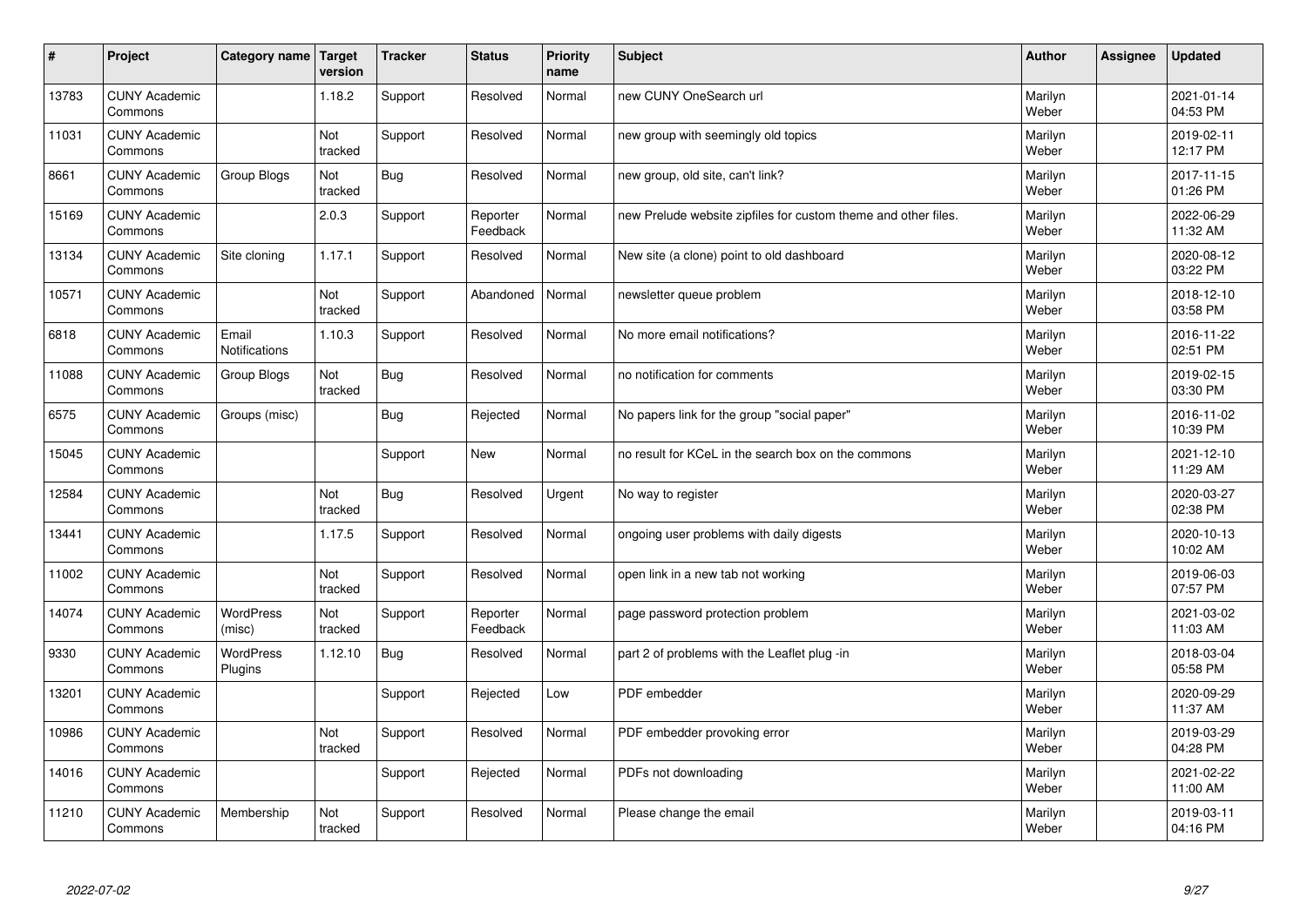| # | Project | Category name | Target version | Tracker | Status | Priority name | Subject | Author | Assignee | Updated |
|---|---|---|---|---|---|---|---|---|---|---|
| 13783 | CUNY Academic Commons | | 1.18.2 | Support | Resolved | Normal | new CUNY OneSearch url | Marilyn Weber | | 2021-01-14 04:53 PM |
| 11031 | CUNY Academic Commons | | Not tracked | Support | Resolved | Normal | new group with seemingly old topics | Marilyn Weber | | 2019-02-11 12:17 PM |
| 8661 | CUNY Academic Commons | Group Blogs | Not tracked | Bug | Resolved | Normal | new group, old site, can't link? | Marilyn Weber | | 2017-11-15 01:26 PM |
| 15169 | CUNY Academic Commons | | 2.0.3 | Support | Reporter Feedback | Normal | new Prelude website zipfiles for custom theme and other files. | Marilyn Weber | | 2022-06-29 11:32 AM |
| 13134 | CUNY Academic Commons | Site cloning | 1.17.1 | Support | Resolved | Normal | New site (a clone) point to old dashboard | Marilyn Weber | | 2020-08-12 03:22 PM |
| 10571 | CUNY Academic Commons | | Not tracked | Support | Abandoned | Normal | newsletter queue problem | Marilyn Weber | | 2018-12-10 03:58 PM |
| 6818 | CUNY Academic Commons | Email Notifications | 1.10.3 | Support | Resolved | Normal | No more email notifications? | Marilyn Weber | | 2016-11-22 02:51 PM |
| 11088 | CUNY Academic Commons | Group Blogs | Not tracked | Bug | Resolved | Normal | no notification for comments | Marilyn Weber | | 2019-02-15 03:30 PM |
| 6575 | CUNY Academic Commons | Groups (misc) | | Bug | Rejected | Normal | No papers link for the group "social paper" | Marilyn Weber | | 2016-11-02 10:39 PM |
| 15045 | CUNY Academic Commons | | | Support | New | Normal | no result for KCeL in the search box on the commons | Marilyn Weber | | 2021-12-10 11:29 AM |
| 12584 | CUNY Academic Commons | | Not tracked | Bug | Resolved | Urgent | No way to register | Marilyn Weber | | 2020-03-27 02:38 PM |
| 13441 | CUNY Academic Commons | | 1.17.5 | Support | Resolved | Normal | ongoing user problems with daily digests | Marilyn Weber | | 2020-10-13 10:02 AM |
| 11002 | CUNY Academic Commons | | Not tracked | Support | Resolved | Normal | open link in a new tab not working | Marilyn Weber | | 2019-06-03 07:57 PM |
| 14074 | CUNY Academic Commons | WordPress (misc) | Not tracked | Support | Reporter Feedback | Normal | page password protection problem | Marilyn Weber | | 2021-03-02 11:03 AM |
| 9330 | CUNY Academic Commons | WordPress Plugins | 1.12.10 | Bug | Resolved | Normal | part 2 of problems with the Leaflet plug -in | Marilyn Weber | | 2018-03-04 05:58 PM |
| 13201 | CUNY Academic Commons | | | Support | Rejected | Low | PDF embedder | Marilyn Weber | | 2020-09-29 11:37 AM |
| 10986 | CUNY Academic Commons | | Not tracked | Support | Resolved | Normal | PDF embedder provoking error | Marilyn Weber | | 2019-03-29 04:28 PM |
| 14016 | CUNY Academic Commons | | | Support | Rejected | Normal | PDFs not downloading | Marilyn Weber | | 2021-02-22 11:00 AM |
| 11210 | CUNY Academic Commons | Membership | Not tracked | Support | Resolved | Normal | Please change the email | Marilyn Weber | | 2019-03-11 04:16 PM |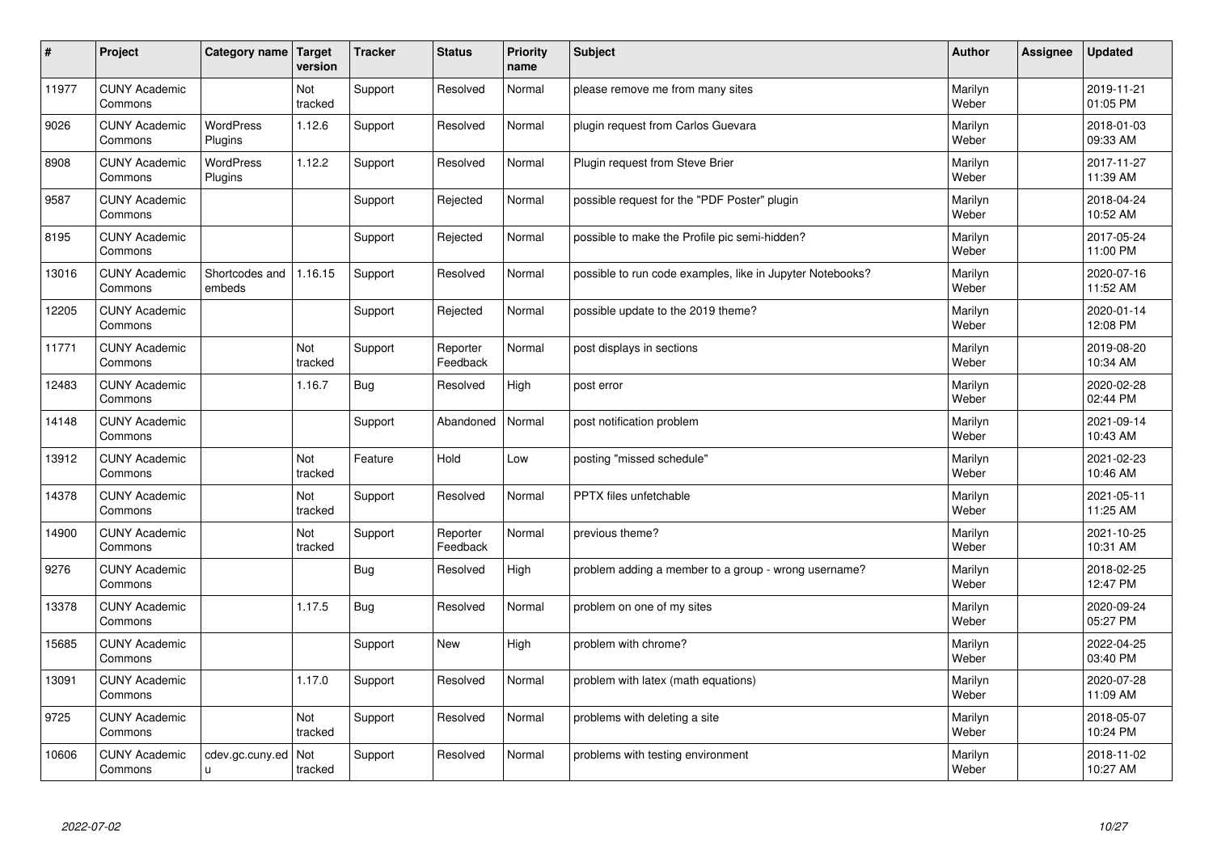| # | Project | Category name | Target version | Tracker | Status | Priority name | Subject | Author | Assignee | Updated |
|---|---|---|---|---|---|---|---|---|---|---|
| 11977 | CUNY Academic Commons | | Not tracked | Support | Resolved | Normal | please remove me from many sites | Marilyn Weber | | 2019-11-21 01:05 PM |
| 9026 | CUNY Academic Commons | WordPress Plugins | 1.12.6 | Support | Resolved | Normal | plugin request from Carlos Guevara | Marilyn Weber | | 2018-01-03 09:33 AM |
| 8908 | CUNY Academic Commons | WordPress Plugins | 1.12.2 | Support | Resolved | Normal | Plugin request from Steve Brier | Marilyn Weber | | 2017-11-27 11:39 AM |
| 9587 | CUNY Academic Commons | | | Support | Rejected | Normal | possible request for the "PDF Poster" plugin | Marilyn Weber | | 2018-04-24 10:52 AM |
| 8195 | CUNY Academic Commons | | | Support | Rejected | Normal | possible to make the Profile pic semi-hidden? | Marilyn Weber | | 2017-05-24 11:00 PM |
| 13016 | CUNY Academic Commons | Shortcodes and embeds | 1.16.15 | Support | Resolved | Normal | possible to run code examples, like in Jupyter Notebooks? | Marilyn Weber | | 2020-07-16 11:52 AM |
| 12205 | CUNY Academic Commons | | | Support | Rejected | Normal | possible update to the 2019 theme? | Marilyn Weber | | 2020-01-14 12:08 PM |
| 11771 | CUNY Academic Commons | | Not tracked | Support | Reporter Feedback | Normal | post displays in sections | Marilyn Weber | | 2019-08-20 10:34 AM |
| 12483 | CUNY Academic Commons | | 1.16.7 | Bug | Resolved | High | post error | Marilyn Weber | | 2020-02-28 02:44 PM |
| 14148 | CUNY Academic Commons | | | Support | Abandoned | Normal | post notification problem | Marilyn Weber | | 2021-09-14 10:43 AM |
| 13912 | CUNY Academic Commons | | Not tracked | Feature | Hold | Low | posting "missed schedule" | Marilyn Weber | | 2021-02-23 10:46 AM |
| 14378 | CUNY Academic Commons | | Not tracked | Support | Resolved | Normal | PPTX files unfetchable | Marilyn Weber | | 2021-05-11 11:25 AM |
| 14900 | CUNY Academic Commons | | Not tracked | Support | Reporter Feedback | Normal | previous theme? | Marilyn Weber | | 2021-10-25 10:31 AM |
| 9276 | CUNY Academic Commons | | | Bug | Resolved | High | problem adding a member to a group - wrong username? | Marilyn Weber | | 2018-02-25 12:47 PM |
| 13378 | CUNY Academic Commons | | 1.17.5 | Bug | Resolved | Normal | problem on one of my sites | Marilyn Weber | | 2020-09-24 05:27 PM |
| 15685 | CUNY Academic Commons | | | Support | New | High | problem with chrome? | Marilyn Weber | | 2022-04-25 03:40 PM |
| 13091 | CUNY Academic Commons | | 1.17.0 | Support | Resolved | Normal | problem with latex (math equations) | Marilyn Weber | | 2020-07-28 11:09 AM |
| 9725 | CUNY Academic Commons | | Not tracked | Support | Resolved | Normal | problems with deleting a site | Marilyn Weber | | 2018-05-07 10:24 PM |
| 10606 | CUNY Academic Commons | cdev.gc.cuny.edu | Not tracked | Support | Resolved | Normal | problems with testing environment | Marilyn Weber | | 2018-11-02 10:27 AM |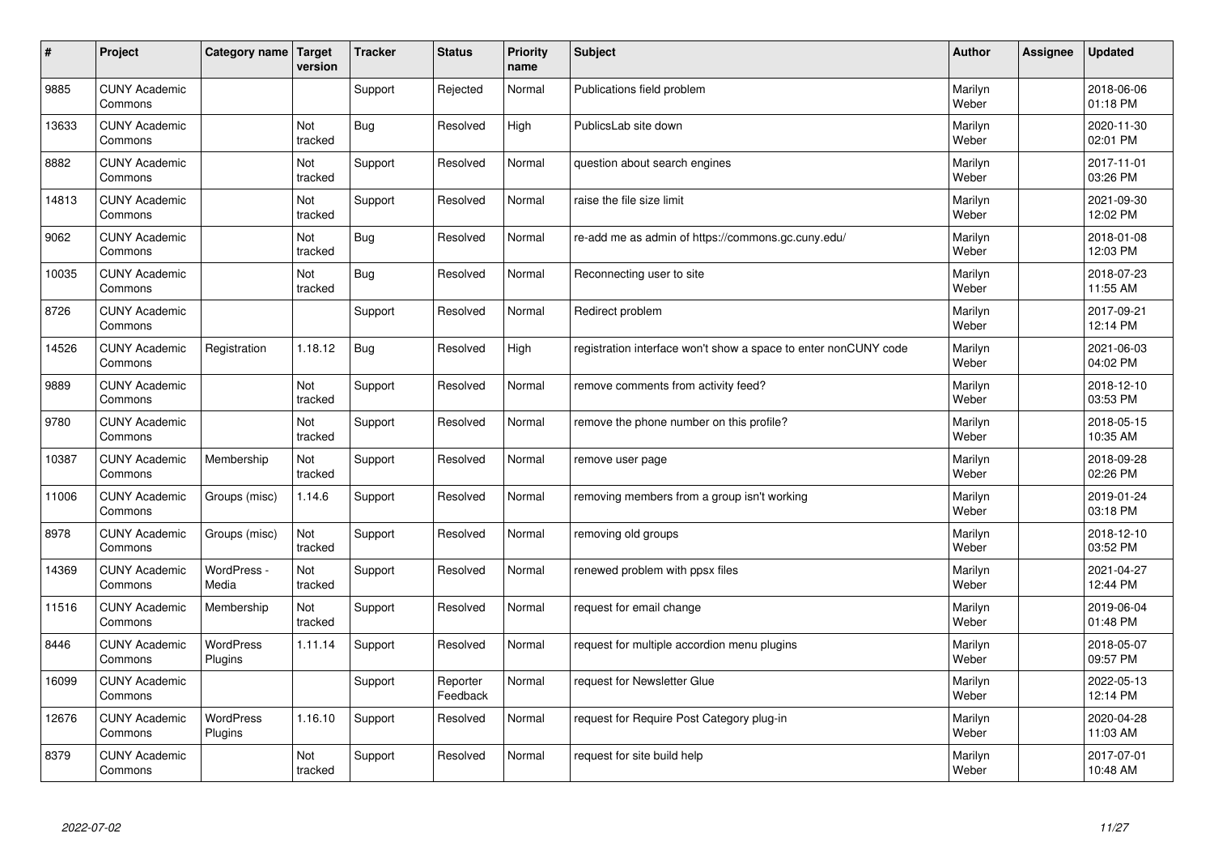| # | Project | Category name | Target version | Tracker | Status | Priority name | Subject | Author | Assignee | Updated |
|---|---|---|---|---|---|---|---|---|---|---|
| 9885 | CUNY Academic Commons | | | Support | Rejected | Normal | Publications field problem | Marilyn Weber | | 2018-06-06 01:18 PM |
| 13633 | CUNY Academic Commons | | Not tracked | Bug | Resolved | High | PublicsLab site down | Marilyn Weber | | 2020-11-30 02:01 PM |
| 8882 | CUNY Academic Commons | | Not tracked | Support | Resolved | Normal | question about search engines | Marilyn Weber | | 2017-11-01 03:26 PM |
| 14813 | CUNY Academic Commons | | Not tracked | Support | Resolved | Normal | raise the file size limit | Marilyn Weber | | 2021-09-30 12:02 PM |
| 9062 | CUNY Academic Commons | | Not tracked | Bug | Resolved | Normal | re-add me as admin of https://commons.gc.cuny.edu/ | Marilyn Weber | | 2018-01-08 12:03 PM |
| 10035 | CUNY Academic Commons | | Not tracked | Bug | Resolved | Normal | Reconnecting user to site | Marilyn Weber | | 2018-07-23 11:55 AM |
| 8726 | CUNY Academic Commons | | | Support | Resolved | Normal | Redirect problem | Marilyn Weber | | 2017-09-21 12:14 PM |
| 14526 | CUNY Academic Commons | Registration | 1.18.12 | Bug | Resolved | High | registration interface won't show a space to enter nonCUNY code | Marilyn Weber | | 2021-06-03 04:02 PM |
| 9889 | CUNY Academic Commons | | Not tracked | Support | Resolved | Normal | remove comments from activity feed? | Marilyn Weber | | 2018-12-10 03:53 PM |
| 9780 | CUNY Academic Commons | | Not tracked | Support | Resolved | Normal | remove the phone number on this profile? | Marilyn Weber | | 2018-05-15 10:35 AM |
| 10387 | CUNY Academic Commons | Membership | Not tracked | Support | Resolved | Normal | remove user page | Marilyn Weber | | 2018-09-28 02:26 PM |
| 11006 | CUNY Academic Commons | Groups (misc) | 1.14.6 | Support | Resolved | Normal | removing members from a group isn't working | Marilyn Weber | | 2019-01-24 03:18 PM |
| 8978 | CUNY Academic Commons | Groups (misc) | Not tracked | Support | Resolved | Normal | removing old groups | Marilyn Weber | | 2018-12-10 03:52 PM |
| 14369 | CUNY Academic Commons | WordPress - Media | Not tracked | Support | Resolved | Normal | renewed problem with ppsx files | Marilyn Weber | | 2021-04-27 12:44 PM |
| 11516 | CUNY Academic Commons | Membership | Not tracked | Support | Resolved | Normal | request for email change | Marilyn Weber | | 2019-06-04 01:48 PM |
| 8446 | CUNY Academic Commons | WordPress Plugins | 1.11.14 | Support | Resolved | Normal | request for multiple accordion menu plugins | Marilyn Weber | | 2018-05-07 09:57 PM |
| 16099 | CUNY Academic Commons | | | Support | Reporter Feedback | Normal | request for Newsletter Glue | Marilyn Weber | | 2022-05-13 12:14 PM |
| 12676 | CUNY Academic Commons | WordPress Plugins | 1.16.10 | Support | Resolved | Normal | request for Require Post Category plug-in | Marilyn Weber | | 2020-04-28 11:03 AM |
| 8379 | CUNY Academic Commons | | Not tracked | Support | Resolved | Normal | request for site build help | Marilyn Weber | | 2017-07-01 10:48 AM |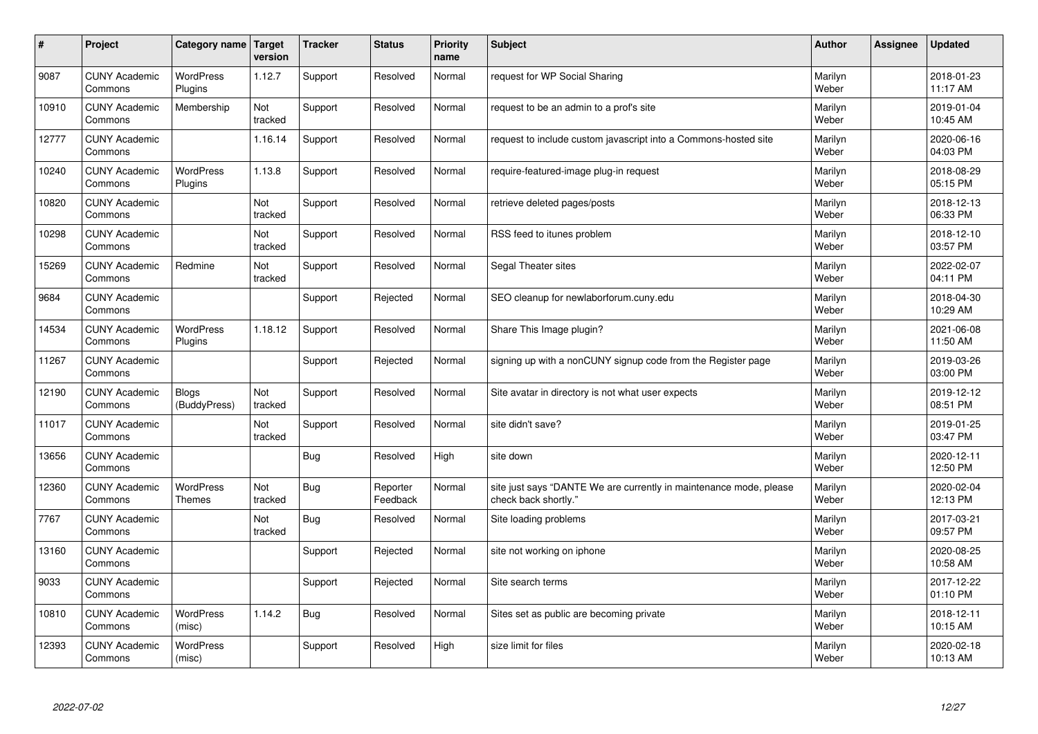| # | Project | Category name | Target version | Tracker | Status | Priority name | Subject | Author | Assignee | Updated |
|---|---|---|---|---|---|---|---|---|---|---|
| 9087 | CUNY Academic Commons | WordPress Plugins | 1.12.7 | Support | Resolved | Normal | request for WP Social Sharing | Marilyn Weber | | 2018-01-23 11:17 AM |
| 10910 | CUNY Academic Commons | Membership | Not tracked | Support | Resolved | Normal | request to be an admin to a prof's site | Marilyn Weber | | 2019-01-04 10:45 AM |
| 12777 | CUNY Academic Commons | | 1.16.14 | Support | Resolved | Normal | request to include custom javascript into a Commons-hosted site | Marilyn Weber | | 2020-06-16 04:03 PM |
| 10240 | CUNY Academic Commons | WordPress Plugins | 1.13.8 | Support | Resolved | Normal | require-featured-image plug-in request | Marilyn Weber | | 2018-08-29 05:15 PM |
| 10820 | CUNY Academic Commons | | Not tracked | Support | Resolved | Normal | retrieve deleted pages/posts | Marilyn Weber | | 2018-12-13 06:33 PM |
| 10298 | CUNY Academic Commons | | Not tracked | Support | Resolved | Normal | RSS feed to itunes problem | Marilyn Weber | | 2018-12-10 03:57 PM |
| 15269 | CUNY Academic Commons | Redmine | Not tracked | Support | Resolved | Normal | Segal Theater sites | Marilyn Weber | | 2022-02-07 04:11 PM |
| 9684 | CUNY Academic Commons | | | Support | Rejected | Normal | SEO cleanup for newlaborforum.cuny.edu | Marilyn Weber | | 2018-04-30 10:29 AM |
| 14534 | CUNY Academic Commons | WordPress Plugins | 1.18.12 | Support | Resolved | Normal | Share This Image plugin? | Marilyn Weber | | 2021-06-08 11:50 AM |
| 11267 | CUNY Academic Commons | | | Support | Rejected | Normal | signing up with a nonCUNY signup code from the Register page | Marilyn Weber | | 2019-03-26 03:00 PM |
| 12190 | CUNY Academic Commons | Blogs (BuddyPress) | Not tracked | Support | Resolved | Normal | Site avatar in directory is not what user expects | Marilyn Weber | | 2019-12-12 08:51 PM |
| 11017 | CUNY Academic Commons | | Not tracked | Support | Resolved | Normal | site didn't save? | Marilyn Weber | | 2019-01-25 03:47 PM |
| 13656 | CUNY Academic Commons | | | Bug | Resolved | High | site down | Marilyn Weber | | 2020-12-11 12:50 PM |
| 12360 | CUNY Academic Commons | WordPress Themes | Not tracked | Bug | Reporter Feedback | Normal | site just says "DANTE We are currently in maintenance mode, please check back shortly." | Marilyn Weber | | 2020-02-04 12:13 PM |
| 7767 | CUNY Academic Commons | | Not tracked | Bug | Resolved | Normal | Site loading problems | Marilyn Weber | | 2017-03-21 09:57 PM |
| 13160 | CUNY Academic Commons | | | Support | Rejected | Normal | site not working on iphone | Marilyn Weber | | 2020-08-25 10:58 AM |
| 9033 | CUNY Academic Commons | | | Support | Rejected | Normal | Site search terms | Marilyn Weber | | 2017-12-22 01:10 PM |
| 10810 | CUNY Academic Commons | WordPress (misc) | 1.14.2 | Bug | Resolved | Normal | Sites set as public are becoming private | Marilyn Weber | | 2018-12-11 10:15 AM |
| 12393 | CUNY Academic Commons | WordPress (misc) | | Support | Resolved | High | size limit for files | Marilyn Weber | | 2020-02-18 10:13 AM |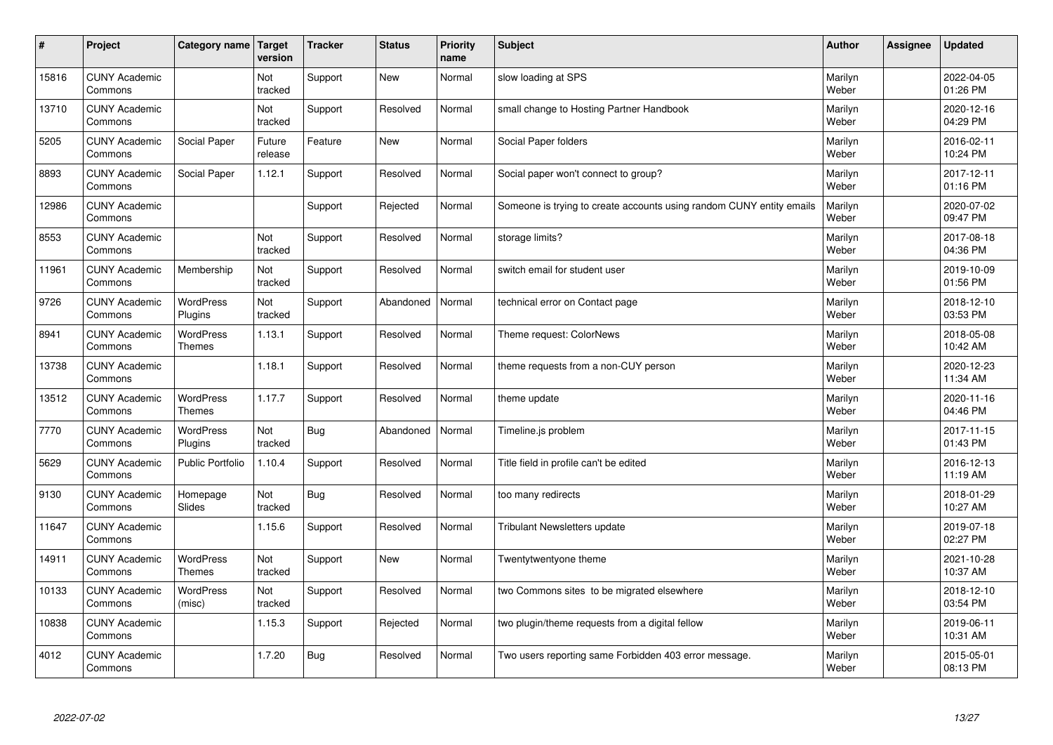| # | Project | Category name | Target version | Tracker | Status | Priority name | Subject | Author | Assignee | Updated |
|---|---|---|---|---|---|---|---|---|---|---|
| 15816 | CUNY Academic Commons | | Not tracked | Support | New | Normal | slow loading at SPS | Marilyn Weber | | 2022-04-05 01:26 PM |
| 13710 | CUNY Academic Commons | | Not tracked | Support | Resolved | Normal | small change to Hosting Partner Handbook | Marilyn Weber | | 2020-12-16 04:29 PM |
| 5205 | CUNY Academic Commons | Social Paper | Future release | Feature | New | Normal | Social Paper folders | Marilyn Weber | | 2016-02-11 10:24 PM |
| 8893 | CUNY Academic Commons | Social Paper | 1.12.1 | Support | Resolved | Normal | Social paper won't connect to group? | Marilyn Weber | | 2017-12-11 01:16 PM |
| 12986 | CUNY Academic Commons | | | Support | Rejected | Normal | Someone is trying to create accounts using random CUNY entity emails | Marilyn Weber | | 2020-07-02 09:47 PM |
| 8553 | CUNY Academic Commons | | Not tracked | Support | Resolved | Normal | storage limits? | Marilyn Weber | | 2017-08-18 04:36 PM |
| 11961 | CUNY Academic Commons | Membership | Not tracked | Support | Resolved | Normal | switch email for student user | Marilyn Weber | | 2019-10-09 01:56 PM |
| 9726 | CUNY Academic Commons | WordPress Plugins | Not tracked | Support | Abandoned | Normal | technical error on Contact page | Marilyn Weber | | 2018-12-10 03:53 PM |
| 8941 | CUNY Academic Commons | WordPress Themes | 1.13.1 | Support | Resolved | Normal | Theme request: ColorNews | Marilyn Weber | | 2018-05-08 10:42 AM |
| 13738 | CUNY Academic Commons | | 1.18.1 | Support | Resolved | Normal | theme requests from a non-CUY person | Marilyn Weber | | 2020-12-23 11:34 AM |
| 13512 | CUNY Academic Commons | WordPress Themes | 1.17.7 | Support | Resolved | Normal | theme update | Marilyn Weber | | 2020-11-16 04:46 PM |
| 7770 | CUNY Academic Commons | WordPress Plugins | Not tracked | Bug | Abandoned | Normal | Timeline.js problem | Marilyn Weber | | 2017-11-15 01:43 PM |
| 5629 | CUNY Academic Commons | Public Portfolio | 1.10.4 | Support | Resolved | Normal | Title field in profile can't be edited | Marilyn Weber | | 2016-12-13 11:19 AM |
| 9130 | CUNY Academic Commons | Homepage Slides | Not tracked | Bug | Resolved | Normal | too many redirects | Marilyn Weber | | 2018-01-29 10:27 AM |
| 11647 | CUNY Academic Commons | | 1.15.6 | Support | Resolved | Normal | Tribulant Newsletters update | Marilyn Weber | | 2019-07-18 02:27 PM |
| 14911 | CUNY Academic Commons | WordPress Themes | Not tracked | Support | New | Normal | Twentytwentyone theme | Marilyn Weber | | 2021-10-28 10:37 AM |
| 10133 | CUNY Academic Commons | WordPress (misc) | Not tracked | Support | Resolved | Normal | two Commons sites to be migrated elsewhere | Marilyn Weber | | 2018-12-10 03:54 PM |
| 10838 | CUNY Academic Commons | | 1.15.3 | Support | Rejected | Normal | two plugin/theme requests from a digital fellow | Marilyn Weber | | 2019-06-11 10:31 AM |
| 4012 | CUNY Academic Commons | | 1.7.20 | Bug | Resolved | Normal | Two users reporting same Forbidden 403 error message. | Marilyn Weber | | 2015-05-01 08:13 PM |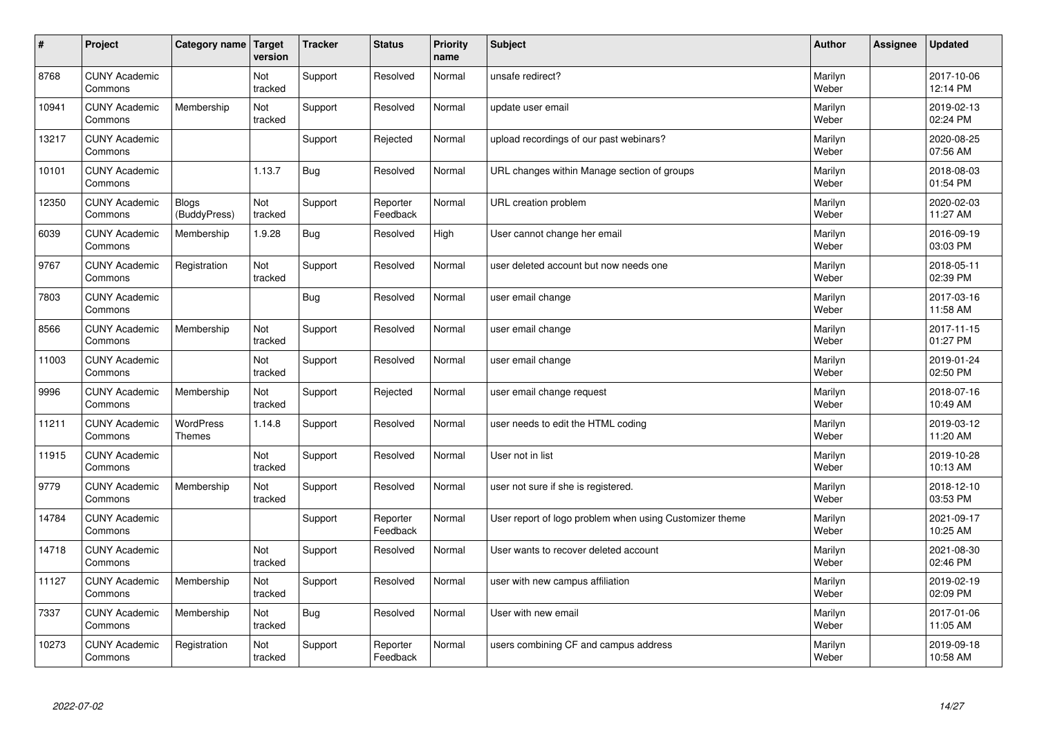| # | Project | Category name | Target version | Tracker | Status | Priority name | Subject | Author | Assignee | Updated |
|---|---|---|---|---|---|---|---|---|---|---|
| 8768 | CUNY Academic Commons | | Not tracked | Support | Resolved | Normal | unsafe redirect? | Marilyn Weber | | 2017-10-06 12:14 PM |
| 10941 | CUNY Academic Commons | Membership | Not tracked | Support | Resolved | Normal | update user email | Marilyn Weber | | 2019-02-13 02:24 PM |
| 13217 | CUNY Academic Commons | | | Support | Rejected | Normal | upload recordings of our past webinars? | Marilyn Weber | | 2020-08-25 07:56 AM |
| 10101 | CUNY Academic Commons | | 1.13.7 | Bug | Resolved | Normal | URL changes within Manage section of groups | Marilyn Weber | | 2018-08-03 01:54 PM |
| 12350 | CUNY Academic Commons | Blogs (BuddyPress) | Not tracked | Support | Reporter Feedback | Normal | URL creation problem | Marilyn Weber | | 2020-02-03 11:27 AM |
| 6039 | CUNY Academic Commons | Membership | 1.9.28 | Bug | Resolved | High | User cannot change her email | Marilyn Weber | | 2016-09-19 03:03 PM |
| 9767 | CUNY Academic Commons | Registration | Not tracked | Support | Resolved | Normal | user deleted account but now needs one | Marilyn Weber | | 2018-05-11 02:39 PM |
| 7803 | CUNY Academic Commons | | | Bug | Resolved | Normal | user email change | Marilyn Weber | | 2017-03-16 11:58 AM |
| 8566 | CUNY Academic Commons | Membership | Not tracked | Support | Resolved | Normal | user email change | Marilyn Weber | | 2017-11-15 01:27 PM |
| 11003 | CUNY Academic Commons | | Not tracked | Support | Resolved | Normal | user email change | Marilyn Weber | | 2019-01-24 02:50 PM |
| 9996 | CUNY Academic Commons | Membership | Not tracked | Support | Rejected | Normal | user email change request | Marilyn Weber | | 2018-07-16 10:49 AM |
| 11211 | CUNY Academic Commons | WordPress Themes | 1.14.8 | Support | Resolved | Normal | user needs to edit the HTML coding | Marilyn Weber | | 2019-03-12 11:20 AM |
| 11915 | CUNY Academic Commons | | Not tracked | Support | Resolved | Normal | User not in list | Marilyn Weber | | 2019-10-28 10:13 AM |
| 9779 | CUNY Academic Commons | Membership | Not tracked | Support | Resolved | Normal | user not sure if she is registered. | Marilyn Weber | | 2018-12-10 03:53 PM |
| 14784 | CUNY Academic Commons | | | Support | Reporter Feedback | Normal | User report of logo problem when using Customizer theme | Marilyn Weber | | 2021-09-17 10:25 AM |
| 14718 | CUNY Academic Commons | | Not tracked | Support | Resolved | Normal | User wants to recover deleted account | Marilyn Weber | | 2021-08-30 02:46 PM |
| 11127 | CUNY Academic Commons | Membership | Not tracked | Support | Resolved | Normal | user with new campus affiliation | Marilyn Weber | | 2019-02-19 02:09 PM |
| 7337 | CUNY Academic Commons | Membership | Not tracked | Bug | Resolved | Normal | User with new email | Marilyn Weber | | 2017-01-06 11:05 AM |
| 10273 | CUNY Academic Commons | Registration | Not tracked | Support | Reporter Feedback | Normal | users combining CF and campus address | Marilyn Weber | | 2019-09-18 10:58 AM |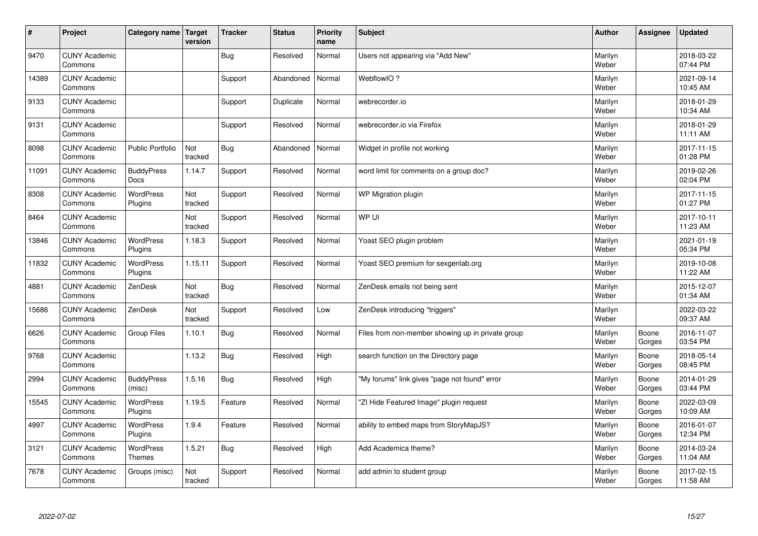| # | Project | Category name | Target version | Tracker | Status | Priority name | Subject | Author | Assignee | Updated |
|---|---|---|---|---|---|---|---|---|---|---|
| 9470 | CUNY Academic Commons | | | Bug | Resolved | Normal | Users not appearing via "Add New" | Marilyn Weber | | 2018-03-22 07:44 PM |
| 14389 | CUNY Academic Commons | | | Support | Abandoned | Normal | WebflowIO ? | Marilyn Weber | | 2021-09-14 10:45 AM |
| 9133 | CUNY Academic Commons | | | Support | Duplicate | Normal | webrecorder.io | Marilyn Weber | | 2018-01-29 10:34 AM |
| 9131 | CUNY Academic Commons | | | Support | Resolved | Normal | webrecorder.io via Firefox | Marilyn Weber | | 2018-01-29 11:11 AM |
| 8098 | CUNY Academic Commons | Public Portfolio | Not tracked | Bug | Abandoned | Normal | Widget in profile not working | Marilyn Weber | | 2017-11-15 01:28 PM |
| 11091 | CUNY Academic Commons | BuddyPress Docs | 1.14.7 | Support | Resolved | Normal | word limit for comments on a group doc? | Marilyn Weber | | 2019-02-26 02:04 PM |
| 8308 | CUNY Academic Commons | WordPress Plugins | Not tracked | Support | Resolved | Normal | WP Migration plugin | Marilyn Weber | | 2017-11-15 01:27 PM |
| 8464 | CUNY Academic Commons | | Not tracked | Support | Resolved | Normal | WP UI | Marilyn Weber | | 2017-10-11 11:23 AM |
| 13846 | CUNY Academic Commons | WordPress Plugins | 1.18.3 | Support | Resolved | Normal | Yoast SEO plugin problem | Marilyn Weber | | 2021-01-19 05:34 PM |
| 11832 | CUNY Academic Commons | WordPress Plugins | 1.15.11 | Support | Resolved | Normal | Yoast SEO premium for sexgenlab.org | Marilyn Weber | | 2019-10-08 11:22 AM |
| 4881 | CUNY Academic Commons | ZenDesk | Not tracked | Bug | Resolved | Normal | ZenDesk emails not being sent | Marilyn Weber | | 2015-12-07 01:34 AM |
| 15686 | CUNY Academic Commons | ZenDesk | Not tracked | Support | Resolved | Low | ZenDesk introducing "triggers" | Marilyn Weber | | 2022-03-22 09:37 AM |
| 6626 | CUNY Academic Commons | Group Files | 1.10.1 | Bug | Resolved | Normal | Files from non-member showing up in private group | Marilyn Weber | Boone Gorges | 2016-11-07 03:54 PM |
| 9768 | CUNY Academic Commons | | 1.13.2 | Bug | Resolved | High | search function on the Directory page | Marilyn Weber | Boone Gorges | 2018-05-14 08:45 PM |
| 2994 | CUNY Academic Commons | BuddyPress (misc) | 1.5.16 | Bug | Resolved | High | "My forums" link gives "page not found" error | Marilyn Weber | Boone Gorges | 2014-01-29 03:44 PM |
| 15545 | CUNY Academic Commons | WordPress Plugins | 1.19.5 | Feature | Resolved | Normal | "ZI Hide Featured Image" plugin request | Marilyn Weber | Boone Gorges | 2022-03-09 10:09 AM |
| 4997 | CUNY Academic Commons | WordPress Plugins | 1.9.4 | Feature | Resolved | Normal | ability to embed maps from StoryMapJS? | Marilyn Weber | Boone Gorges | 2016-01-07 12:34 PM |
| 3121 | CUNY Academic Commons | WordPress Themes | 1.5.21 | Bug | Resolved | High | Add Academica theme? | Marilyn Weber | Boone Gorges | 2014-03-24 11:04 AM |
| 7678 | CUNY Academic Commons | Groups (misc) | Not tracked | Support | Resolved | Normal | add admin to student group | Marilyn Weber | Boone Gorges | 2017-02-15 11:58 AM |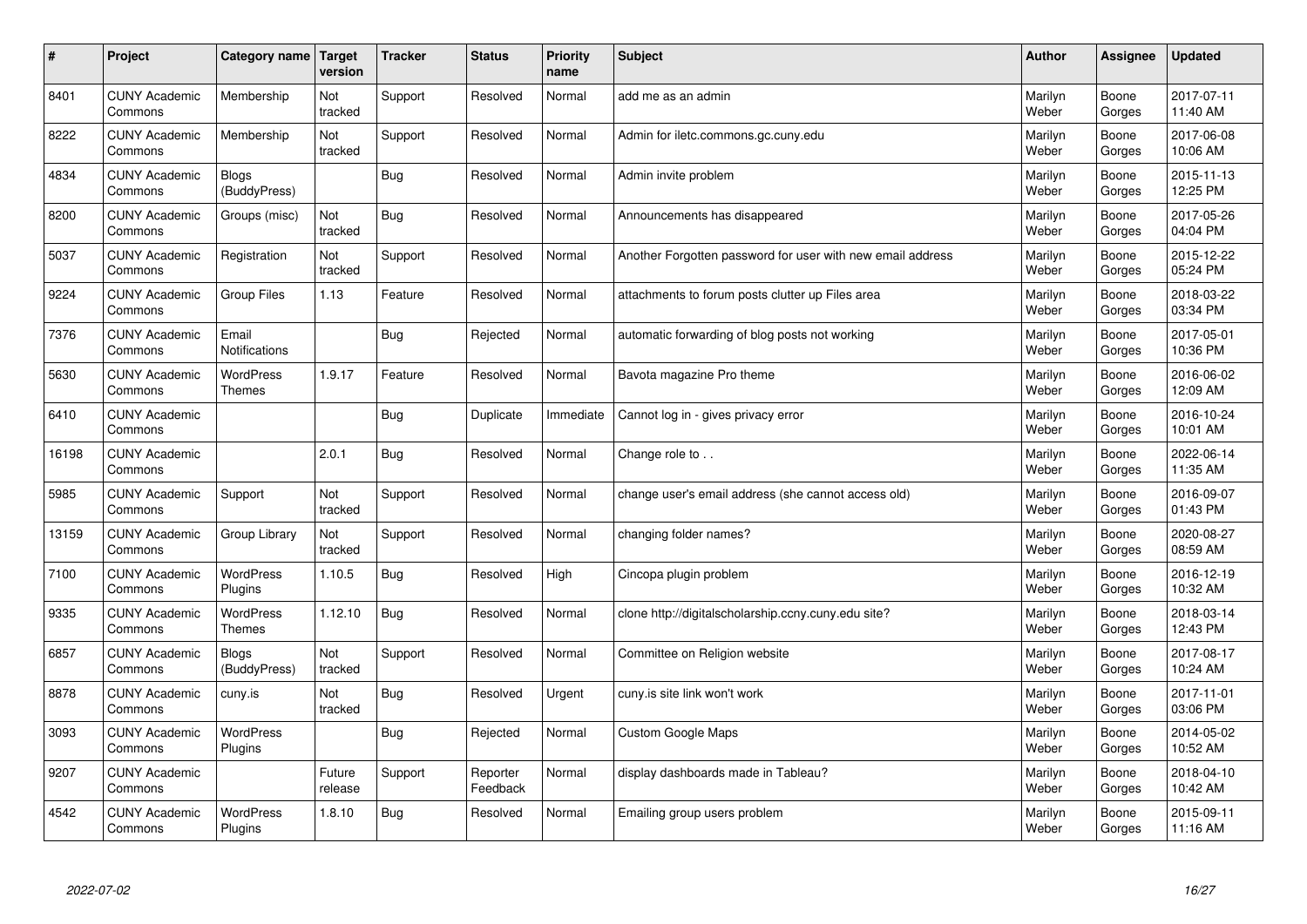| # | Project | Category name | Target version | Tracker | Status | Priority name | Subject | Author | Assignee | Updated |
|---|---|---|---|---|---|---|---|---|---|---|
| 8401 | CUNY Academic Commons | Membership | Not tracked | Support | Resolved | Normal | add me as an admin | Marilyn Weber | Boone Gorges | 2017-07-11 11:40 AM |
| 8222 | CUNY Academic Commons | Membership | Not tracked | Support | Resolved | Normal | Admin for iletc.commons.gc.cuny.edu | Marilyn Weber | Boone Gorges | 2017-06-08 10:06 AM |
| 4834 | CUNY Academic Commons | Blogs (BuddyPress) | | Bug | Resolved | Normal | Admin invite problem | Marilyn Weber | Boone Gorges | 2015-11-13 12:25 PM |
| 8200 | CUNY Academic Commons | Groups (misc) | Not tracked | Bug | Resolved | Normal | Announcements has disappeared | Marilyn Weber | Boone Gorges | 2017-05-26 04:04 PM |
| 5037 | CUNY Academic Commons | Registration | Not tracked | Support | Resolved | Normal | Another Forgotten password for user with new email address | Marilyn Weber | Boone Gorges | 2015-12-22 05:24 PM |
| 9224 | CUNY Academic Commons | Group Files | 1.13 | Feature | Resolved | Normal | attachments to forum posts clutter up Files area | Marilyn Weber | Boone Gorges | 2018-03-22 03:34 PM |
| 7376 | CUNY Academic Commons | Email Notifications | | Bug | Rejected | Normal | automatic forwarding of blog posts not working | Marilyn Weber | Boone Gorges | 2017-05-01 10:36 PM |
| 5630 | CUNY Academic Commons | WordPress Themes | 1.9.17 | Feature | Resolved | Normal | Bavota magazine Pro theme | Marilyn Weber | Boone Gorges | 2016-06-02 12:09 AM |
| 6410 | CUNY Academic Commons | | | Bug | Duplicate | Immediate | Cannot log in - gives privacy error | Marilyn Weber | Boone Gorges | 2016-10-24 10:01 AM |
| 16198 | CUNY Academic Commons | | 2.0.1 | Bug | Resolved | Normal | Change role to . . | Marilyn Weber | Boone Gorges | 2022-06-14 11:35 AM |
| 5985 | CUNY Academic Commons | Support | Not tracked | Support | Resolved | Normal | change user's email address (she cannot access old) | Marilyn Weber | Boone Gorges | 2016-09-07 01:43 PM |
| 13159 | CUNY Academic Commons | Group Library | Not tracked | Support | Resolved | Normal | changing folder names? | Marilyn Weber | Boone Gorges | 2020-08-27 08:59 AM |
| 7100 | CUNY Academic Commons | WordPress Plugins | 1.10.5 | Bug | Resolved | High | Cincopa plugin problem | Marilyn Weber | Boone Gorges | 2016-12-19 10:32 AM |
| 9335 | CUNY Academic Commons | WordPress Themes | 1.12.10 | Bug | Resolved | Normal | clone http://digitalscholarship.ccny.cuny.edu site? | Marilyn Weber | Boone Gorges | 2018-03-14 12:43 PM |
| 6857 | CUNY Academic Commons | Blogs (BuddyPress) | Not tracked | Support | Resolved | Normal | Committee on Religion website | Marilyn Weber | Boone Gorges | 2017-08-17 10:24 AM |
| 8878 | CUNY Academic Commons | cuny.is | Not tracked | Bug | Resolved | Urgent | cuny.is site link won't work | Marilyn Weber | Boone Gorges | 2017-11-01 03:06 PM |
| 3093 | CUNY Academic Commons | WordPress Plugins | | Bug | Rejected | Normal | Custom Google Maps | Marilyn Weber | Boone Gorges | 2014-05-02 10:52 AM |
| 9207 | CUNY Academic Commons | | Future release | Support | Reporter Feedback | Normal | display dashboards made in Tableau? | Marilyn Weber | Boone Gorges | 2018-04-10 10:42 AM |
| 4542 | CUNY Academic Commons | WordPress Plugins | 1.8.10 | Bug | Resolved | Normal | Emailing group users problem | Marilyn Weber | Boone Gorges | 2015-09-11 11:16 AM |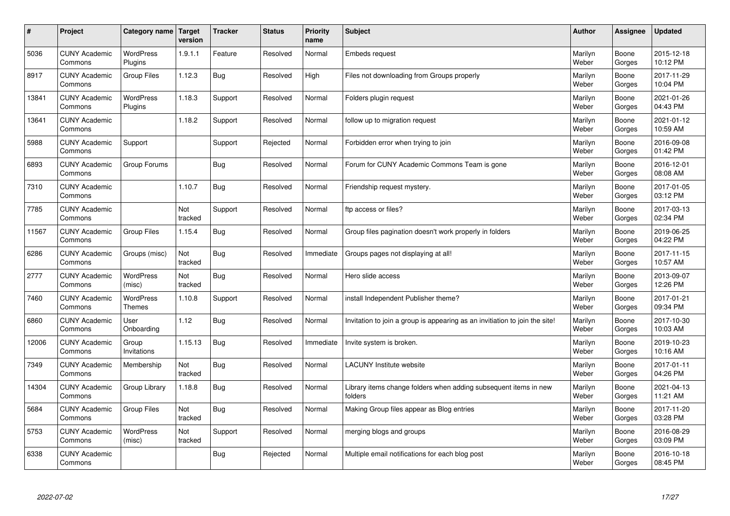| # | Project | Category name | Target version | Tracker | Status | Priority name | Subject | Author | Assignee | Updated |
|---|---|---|---|---|---|---|---|---|---|---|
| 5036 | CUNY Academic Commons | WordPress Plugins | 1.9.1.1 | Feature | Resolved | Normal | Embeds request | Marilyn Weber | Boone Gorges | 2015-12-18 10:12 PM |
| 8917 | CUNY Academic Commons | Group Files | 1.12.3 | Bug | Resolved | High | Files not downloading from Groups properly | Marilyn Weber | Boone Gorges | 2017-11-29 10:04 PM |
| 13841 | CUNY Academic Commons | WordPress Plugins | 1.18.3 | Support | Resolved | Normal | Folders plugin request | Marilyn Weber | Boone Gorges | 2021-01-26 04:43 PM |
| 13641 | CUNY Academic Commons | | 1.18.2 | Support | Resolved | Normal | follow up to migration request | Marilyn Weber | Boone Gorges | 2021-01-12 10:59 AM |
| 5988 | CUNY Academic Commons | Support | | Support | Rejected | Normal | Forbidden error when trying to join | Marilyn Weber | Boone Gorges | 2016-09-08 01:42 PM |
| 6893 | CUNY Academic Commons | Group Forums | | Bug | Resolved | Normal | Forum for CUNY Academic Commons Team is gone | Marilyn Weber | Boone Gorges | 2016-12-01 08:08 AM |
| 7310 | CUNY Academic Commons | | 1.10.7 | Bug | Resolved | Normal | Friendship request mystery. | Marilyn Weber | Boone Gorges | 2017-01-05 03:12 PM |
| 7785 | CUNY Academic Commons | | Not tracked | Support | Resolved | Normal | ftp access or files? | Marilyn Weber | Boone Gorges | 2017-03-13 02:34 PM |
| 11567 | CUNY Academic Commons | Group Files | 1.15.4 | Bug | Resolved | Normal | Group files pagination doesn't work properly in folders | Marilyn Weber | Boone Gorges | 2019-06-25 04:22 PM |
| 6286 | CUNY Academic Commons | Groups (misc) | Not tracked | Bug | Resolved | Immediate | Groups pages not displaying at all! | Marilyn Weber | Boone Gorges | 2017-11-15 10:57 AM |
| 2777 | CUNY Academic Commons | WordPress (misc) | Not tracked | Bug | Resolved | Normal | Hero slide access | Marilyn Weber | Boone Gorges | 2013-09-07 12:26 PM |
| 7460 | CUNY Academic Commons | WordPress Themes | 1.10.8 | Support | Resolved | Normal | install Independent Publisher theme? | Marilyn Weber | Boone Gorges | 2017-01-21 09:34 PM |
| 6860 | CUNY Academic Commons | User Onboarding | 1.12 | Bug | Resolved | Normal | Invitation to join a group is appearing as an invitiation to join the site! | Marilyn Weber | Boone Gorges | 2017-10-30 10:03 AM |
| 12006 | CUNY Academic Commons | Group Invitations | 1.15.13 | Bug | Resolved | Immediate | Invite system is broken. | Marilyn Weber | Boone Gorges | 2019-10-23 10:16 AM |
| 7349 | CUNY Academic Commons | Membership | Not tracked | Bug | Resolved | Normal | LACUNY Institute website | Marilyn Weber | Boone Gorges | 2017-01-11 04:26 PM |
| 14304 | CUNY Academic Commons | Group Library | 1.18.8 | Bug | Resolved | Normal | Library items change folders when adding subsequent items in new folders | Marilyn Weber | Boone Gorges | 2021-04-13 11:21 AM |
| 5684 | CUNY Academic Commons | Group Files | Not tracked | Bug | Resolved | Normal | Making Group files appear as Blog entries | Marilyn Weber | Boone Gorges | 2017-11-20 03:28 PM |
| 5753 | CUNY Academic Commons | WordPress (misc) | Not tracked | Support | Resolved | Normal | merging blogs and groups | Marilyn Weber | Boone Gorges | 2016-08-29 03:09 PM |
| 6338 | CUNY Academic Commons | | | Bug | Rejected | Normal | Multiple email notifications for each blog post | Marilyn Weber | Boone Gorges | 2016-10-18 08:45 PM |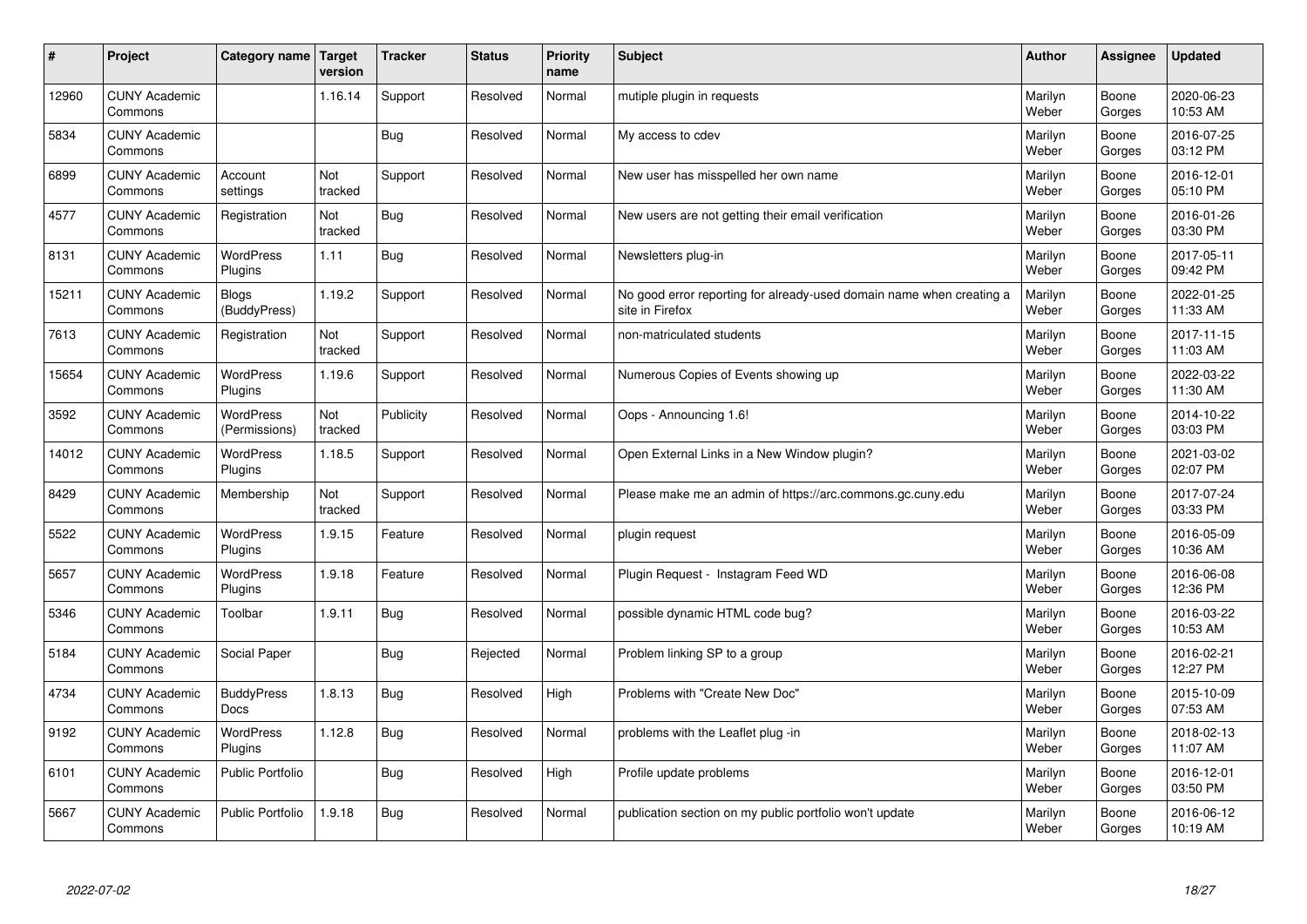| # | Project | Category name | Target version | Tracker | Status | Priority name | Subject | Author | Assignee | Updated |
|---|---|---|---|---|---|---|---|---|---|---|
| 12960 | CUNY Academic Commons | | 1.16.14 | Support | Resolved | Normal | mutiple plugin in requests | Marilyn Weber | Boone Gorges | 2020-06-23 10:53 AM |
| 5834 | CUNY Academic Commons | | | Bug | Resolved | Normal | My access to cdev | Marilyn Weber | Boone Gorges | 2016-07-25 03:12 PM |
| 6899 | CUNY Academic Commons | Account settings | Not tracked | Support | Resolved | Normal | New user has misspelled her own name | Marilyn Weber | Boone Gorges | 2016-12-01 05:10 PM |
| 4577 | CUNY Academic Commons | Registration | Not tracked | Bug | Resolved | Normal | New users are not getting their email verification | Marilyn Weber | Boone Gorges | 2016-01-26 03:30 PM |
| 8131 | CUNY Academic Commons | WordPress Plugins | 1.11 | Bug | Resolved | Normal | Newsletters plug-in | Marilyn Weber | Boone Gorges | 2017-05-11 09:42 PM |
| 15211 | CUNY Academic Commons | Blogs (BuddyPress) | 1.19.2 | Support | Resolved | Normal | No good error reporting for already-used domain name when creating a site in Firefox | Marilyn Weber | Boone Gorges | 2022-01-25 11:33 AM |
| 7613 | CUNY Academic Commons | Registration | Not tracked | Support | Resolved | Normal | non-matriculated students | Marilyn Weber | Boone Gorges | 2017-11-15 11:03 AM |
| 15654 | CUNY Academic Commons | WordPress Plugins | 1.19.6 | Support | Resolved | Normal | Numerous Copies of Events showing up | Marilyn Weber | Boone Gorges | 2022-03-22 11:30 AM |
| 3592 | CUNY Academic Commons | WordPress (Permissions) | Not tracked | Publicity | Resolved | Normal | Oops - Announcing 1.6! | Marilyn Weber | Boone Gorges | 2014-10-22 03:03 PM |
| 14012 | CUNY Academic Commons | WordPress Plugins | 1.18.5 | Support | Resolved | Normal | Open External Links in a New Window plugin? | Marilyn Weber | Boone Gorges | 2021-03-02 02:07 PM |
| 8429 | CUNY Academic Commons | Membership | Not tracked | Support | Resolved | Normal | Please make me an admin of https://arc.commons.gc.cuny.edu | Marilyn Weber | Boone Gorges | 2017-07-24 03:33 PM |
| 5522 | CUNY Academic Commons | WordPress Plugins | 1.9.15 | Feature | Resolved | Normal | plugin request | Marilyn Weber | Boone Gorges | 2016-05-09 10:36 AM |
| 5657 | CUNY Academic Commons | WordPress Plugins | 1.9.18 | Feature | Resolved | Normal | Plugin Request - Instagram Feed WD | Marilyn Weber | Boone Gorges | 2016-06-08 12:36 PM |
| 5346 | CUNY Academic Commons | Toolbar | 1.9.11 | Bug | Resolved | Normal | possible dynamic HTML code bug? | Marilyn Weber | Boone Gorges | 2016-03-22 10:53 AM |
| 5184 | CUNY Academic Commons | Social Paper | | Bug | Rejected | Normal | Problem linking SP to a group | Marilyn Weber | Boone Gorges | 2016-02-21 12:27 PM |
| 4734 | CUNY Academic Commons | BuddyPress Docs | 1.8.13 | Bug | Resolved | High | Problems with "Create New Doc" | Marilyn Weber | Boone Gorges | 2015-10-09 07:53 AM |
| 9192 | CUNY Academic Commons | WordPress Plugins | 1.12.8 | Bug | Resolved | Normal | problems with the Leaflet plug -in | Marilyn Weber | Boone Gorges | 2018-02-13 11:07 AM |
| 6101 | CUNY Academic Commons | Public Portfolio | | Bug | Resolved | High | Profile update problems | Marilyn Weber | Boone Gorges | 2016-12-01 03:50 PM |
| 5667 | CUNY Academic Commons | Public Portfolio | 1.9.18 | Bug | Resolved | Normal | publication section on my public portfolio won't update | Marilyn Weber | Boone Gorges | 2016-06-12 10:19 AM |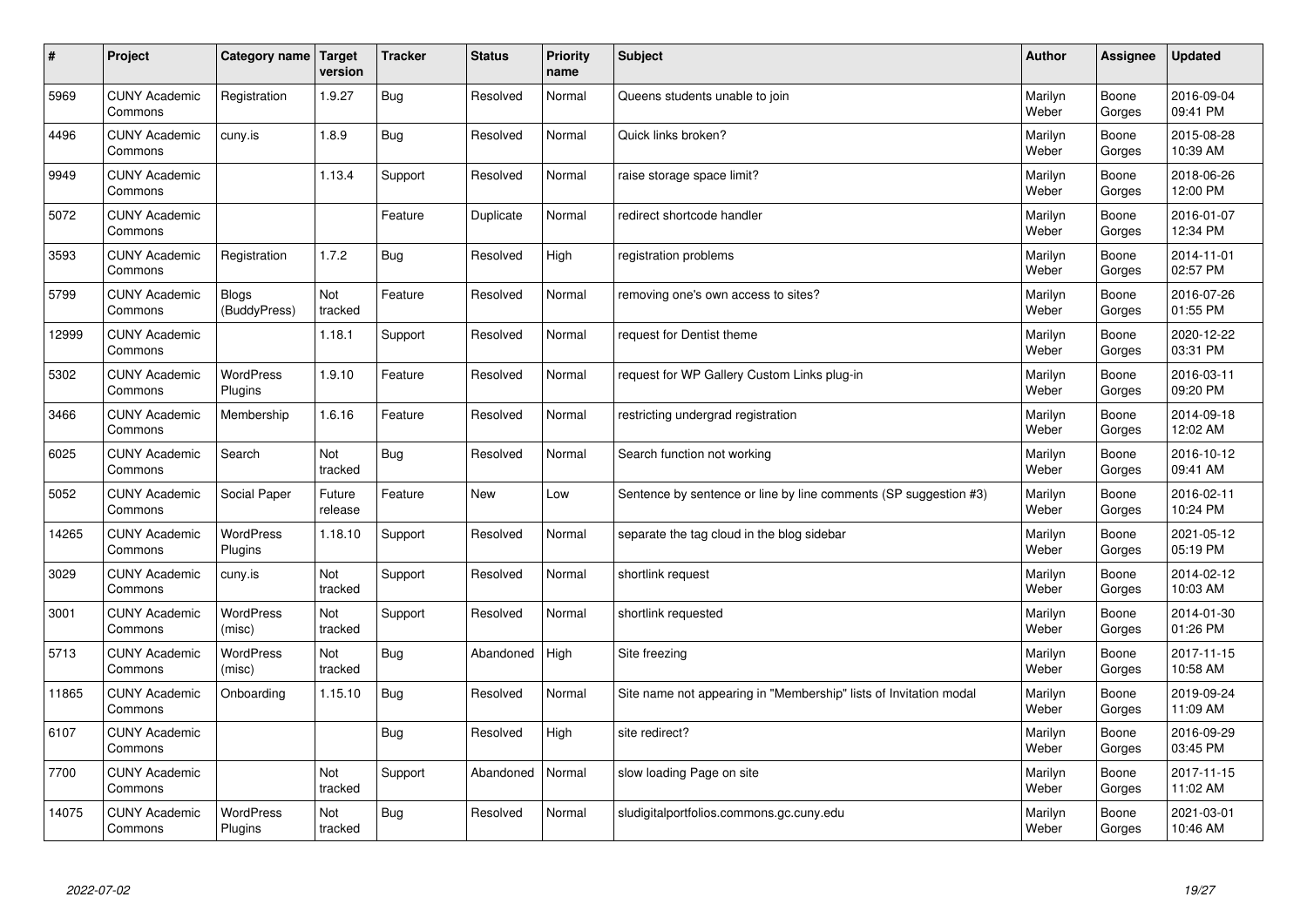| # | Project | Category name | Target version | Tracker | Status | Priority name | Subject | Author | Assignee | Updated |
|---|---|---|---|---|---|---|---|---|---|---|
| 5969 | CUNY Academic Commons | Registration | 1.9.27 | Bug | Resolved | Normal | Queens students unable to join | Marilyn Weber | Boone Gorges | 2016-09-04 09:41 PM |
| 4496 | CUNY Academic Commons | cuny.is | 1.8.9 | Bug | Resolved | Normal | Quick links broken? | Marilyn Weber | Boone Gorges | 2015-08-28 10:39 AM |
| 9949 | CUNY Academic Commons | | 1.13.4 | Support | Resolved | Normal | raise storage space limit? | Marilyn Weber | Boone Gorges | 2018-06-26 12:00 PM |
| 5072 | CUNY Academic Commons | | | Feature | Duplicate | Normal | redirect shortcode handler | Marilyn Weber | Boone Gorges | 2016-01-07 12:34 PM |
| 3593 | CUNY Academic Commons | Registration | 1.7.2 | Bug | Resolved | High | registration problems | Marilyn Weber | Boone Gorges | 2014-11-01 02:57 PM |
| 5799 | CUNY Academic Commons | Blogs (BuddyPress) | Not tracked | Feature | Resolved | Normal | removing one's own access to sites? | Marilyn Weber | Boone Gorges | 2016-07-26 01:55 PM |
| 12999 | CUNY Academic Commons | | 1.18.1 | Support | Resolved | Normal | request for Dentist theme | Marilyn Weber | Boone Gorges | 2020-12-22 03:31 PM |
| 5302 | CUNY Academic Commons | WordPress Plugins | 1.9.10 | Feature | Resolved | Normal | request for WP Gallery Custom Links plug-in | Marilyn Weber | Boone Gorges | 2016-03-11 09:20 PM |
| 3466 | CUNY Academic Commons | Membership | 1.6.16 | Feature | Resolved | Normal | restricting undergrad registration | Marilyn Weber | Boone Gorges | 2014-09-18 12:02 AM |
| 6025 | CUNY Academic Commons | Search | Not tracked | Bug | Resolved | Normal | Search function not working | Marilyn Weber | Boone Gorges | 2016-10-12 09:41 AM |
| 5052 | CUNY Academic Commons | Social Paper | Future release | Feature | New | Low | Sentence by sentence or line by line comments (SP suggestion #3) | Marilyn Weber | Boone Gorges | 2016-02-11 10:24 PM |
| 14265 | CUNY Academic Commons | WordPress Plugins | 1.18.10 | Support | Resolved | Normal | separate the tag cloud in the blog sidebar | Marilyn Weber | Boone Gorges | 2021-05-12 05:19 PM |
| 3029 | CUNY Academic Commons | cuny.is | Not tracked | Support | Resolved | Normal | shortlink request | Marilyn Weber | Boone Gorges | 2014-02-12 10:03 AM |
| 3001 | CUNY Academic Commons | WordPress (misc) | Not tracked | Support | Resolved | Normal | shortlink requested | Marilyn Weber | Boone Gorges | 2014-01-30 01:26 PM |
| 5713 | CUNY Academic Commons | WordPress (misc) | Not tracked | Bug | Abandoned | High | Site freezing | Marilyn Weber | Boone Gorges | 2017-11-15 10:58 AM |
| 11865 | CUNY Academic Commons | Onboarding | 1.15.10 | Bug | Resolved | Normal | Site name not appearing in "Membership" lists of Invitation modal | Marilyn Weber | Boone Gorges | 2019-09-24 11:09 AM |
| 6107 | CUNY Academic Commons | | | Bug | Resolved | High | site redirect? | Marilyn Weber | Boone Gorges | 2016-09-29 03:45 PM |
| 7700 | CUNY Academic Commons | | Not tracked | Support | Abandoned | Normal | slow loading Page on site | Marilyn Weber | Boone Gorges | 2017-11-15 11:02 AM |
| 14075 | CUNY Academic Commons | WordPress Plugins | Not tracked | Bug | Resolved | Normal | sludigitalportfolios.commons.gc.cuny.edu | Marilyn Weber | Boone Gorges | 2021-03-01 10:46 AM |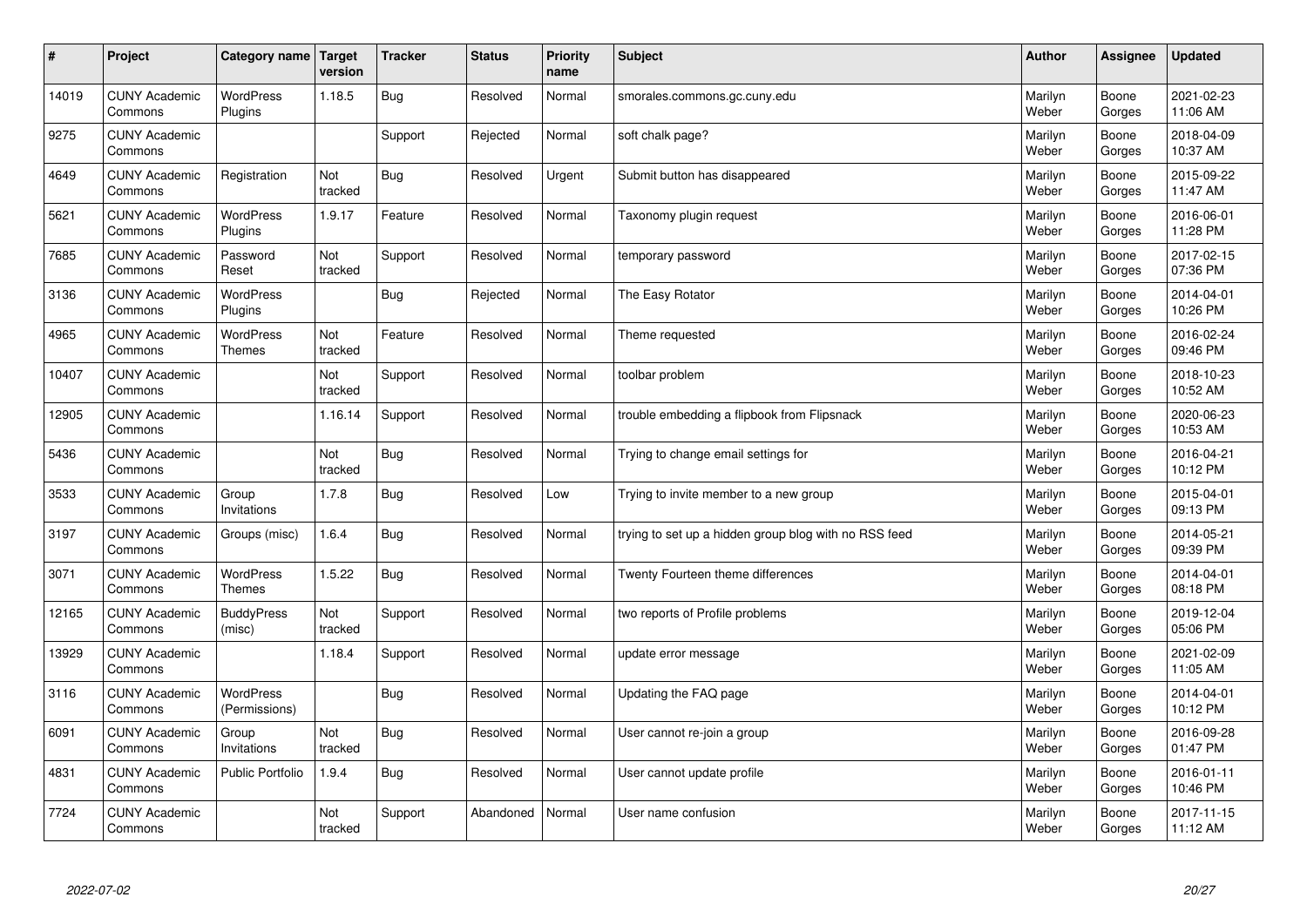| # | Project | Category name | Target version | Tracker | Status | Priority name | Subject | Author | Assignee | Updated |
|---|---|---|---|---|---|---|---|---|---|---|
| 14019 | CUNY Academic Commons | WordPress Plugins | 1.18.5 | Bug | Resolved | Normal | smorales.commons.gc.cuny.edu | Marilyn Weber | Boone Gorges | 2021-02-23 11:06 AM |
| 9275 | CUNY Academic Commons | | | Support | Rejected | Normal | soft chalk page? | Marilyn Weber | Boone Gorges | 2018-04-09 10:37 AM |
| 4649 | CUNY Academic Commons | Registration | Not tracked | Bug | Resolved | Urgent | Submit button has disappeared | Marilyn Weber | Boone Gorges | 2015-09-22 11:47 AM |
| 5621 | CUNY Academic Commons | WordPress Plugins | 1.9.17 | Feature | Resolved | Normal | Taxonomy plugin request | Marilyn Weber | Boone Gorges | 2016-06-01 11:28 PM |
| 7685 | CUNY Academic Commons | Password Reset | Not tracked | Support | Resolved | Normal | temporary password | Marilyn Weber | Boone Gorges | 2017-02-15 07:36 PM |
| 3136 | CUNY Academic Commons | WordPress Plugins | | Bug | Rejected | Normal | The Easy Rotator | Marilyn Weber | Boone Gorges | 2014-04-01 10:26 PM |
| 4965 | CUNY Academic Commons | WordPress Themes | Not tracked | Feature | Resolved | Normal | Theme requested | Marilyn Weber | Boone Gorges | 2016-02-24 09:46 PM |
| 10407 | CUNY Academic Commons | | Not tracked | Support | Resolved | Normal | toolbar problem | Marilyn Weber | Boone Gorges | 2018-10-23 10:52 AM |
| 12905 | CUNY Academic Commons | | 1.16.14 | Support | Resolved | Normal | trouble embedding a flipbook from Flipsnack | Marilyn Weber | Boone Gorges | 2020-06-23 10:53 AM |
| 5436 | CUNY Academic Commons | | Not tracked | Bug | Resolved | Normal | Trying to change email settings for | Marilyn Weber | Boone Gorges | 2016-04-21 10:12 PM |
| 3533 | CUNY Academic Commons | Group Invitations | 1.7.8 | Bug | Resolved | Low | Trying to invite member to a new group | Marilyn Weber | Boone Gorges | 2015-04-01 09:13 PM |
| 3197 | CUNY Academic Commons | Groups (misc) | 1.6.4 | Bug | Resolved | Normal | trying to set up a hidden group blog with no RSS feed | Marilyn Weber | Boone Gorges | 2014-05-21 09:39 PM |
| 3071 | CUNY Academic Commons | WordPress Themes | 1.5.22 | Bug | Resolved | Normal | Twenty Fourteen theme differences | Marilyn Weber | Boone Gorges | 2014-04-01 08:18 PM |
| 12165 | CUNY Academic Commons | BuddyPress (misc) | Not tracked | Support | Resolved | Normal | two reports of Profile problems | Marilyn Weber | Boone Gorges | 2019-12-04 05:06 PM |
| 13929 | CUNY Academic Commons | | 1.18.4 | Support | Resolved | Normal | update error message | Marilyn Weber | Boone Gorges | 2021-02-09 11:05 AM |
| 3116 | CUNY Academic Commons | WordPress (Permissions) | | Bug | Resolved | Normal | Updating the FAQ page | Marilyn Weber | Boone Gorges | 2014-04-01 10:12 PM |
| 6091 | CUNY Academic Commons | Group Invitations | Not tracked | Bug | Resolved | Normal | User cannot re-join a group | Marilyn Weber | Boone Gorges | 2016-09-28 01:47 PM |
| 4831 | CUNY Academic Commons | Public Portfolio | 1.9.4 | Bug | Resolved | Normal | User cannot update profile | Marilyn Weber | Boone Gorges | 2016-01-11 10:46 PM |
| 7724 | CUNY Academic Commons | | Not tracked | Support | Abandoned | Normal | User name confusion | Marilyn Weber | Boone Gorges | 2017-11-15 11:12 AM |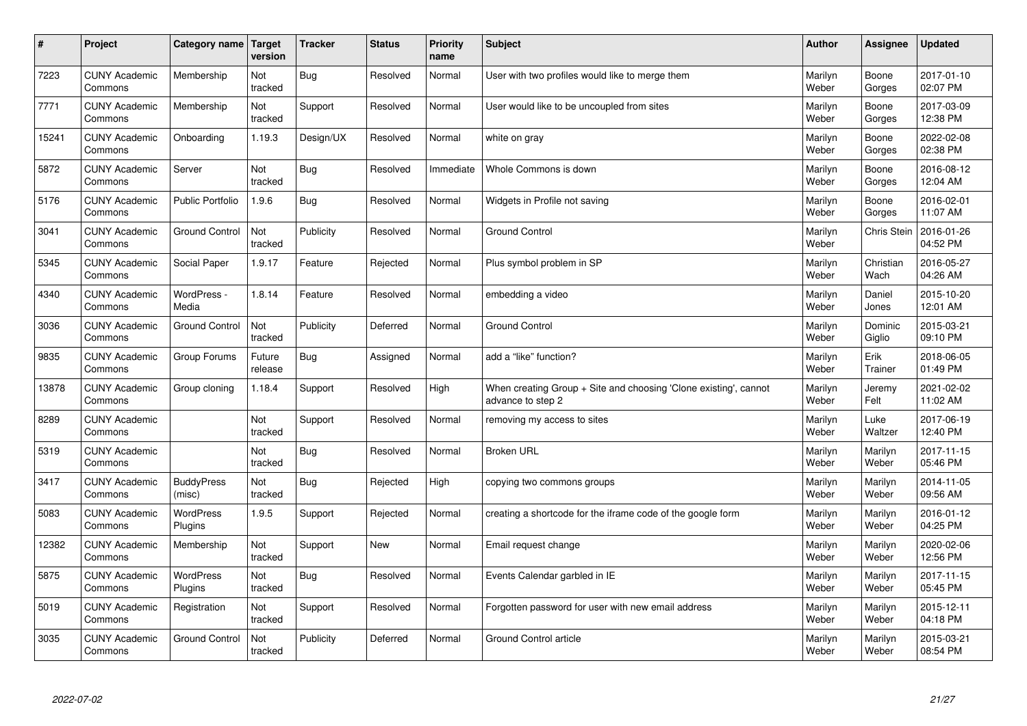| # | Project | Category name | Target version | Tracker | Status | Priority name | Subject | Author | Assignee | Updated |
|---|---|---|---|---|---|---|---|---|---|---|
| 7223 | CUNY Academic Commons | Membership | Not tracked | Bug | Resolved | Normal | User with two profiles would like to merge them | Marilyn Weber | Boone Gorges | 2017-01-10 02:07 PM |
| 7771 | CUNY Academic Commons | Membership | Not tracked | Support | Resolved | Normal | User would like to be uncoupled from sites | Marilyn Weber | Boone Gorges | 2017-03-09 12:38 PM |
| 15241 | CUNY Academic Commons | Onboarding | 1.19.3 | Design/UX | Resolved | Normal | white on gray | Marilyn Weber | Boone Gorges | 2022-02-08 02:38 PM |
| 5872 | CUNY Academic Commons | Server | Not tracked | Bug | Resolved | Immediate | Whole Commons is down | Marilyn Weber | Boone Gorges | 2016-08-12 12:04 AM |
| 5176 | CUNY Academic Commons | Public Portfolio | 1.9.6 | Bug | Resolved | Normal | Widgets in Profile not saving | Marilyn Weber | Boone Gorges | 2016-02-01 11:07 AM |
| 3041 | CUNY Academic Commons | Ground Control | Not tracked | Publicity | Resolved | Normal | Ground Control | Marilyn Weber | Chris Stein | 2016-01-26 04:52 PM |
| 5345 | CUNY Academic Commons | Social Paper | 1.9.17 | Feature | Rejected | Normal | Plus symbol problem in SP | Marilyn Weber | Christian Wach | 2016-05-27 04:26 AM |
| 4340 | CUNY Academic Commons | WordPress - Media | 1.8.14 | Feature | Resolved | Normal | embedding a video | Marilyn Weber | Daniel Jones | 2015-10-20 12:01 AM |
| 3036 | CUNY Academic Commons | Ground Control | Not tracked | Publicity | Deferred | Normal | Ground Control | Marilyn Weber | Dominic Giglio | 2015-03-21 09:10 PM |
| 9835 | CUNY Academic Commons | Group Forums | Future release | Bug | Assigned | Normal | add a "like" function? | Marilyn Weber | Erik Trainer | 2018-06-05 01:49 PM |
| 13878 | CUNY Academic Commons | Group cloning | 1.18.4 | Support | Resolved | High | When creating Group + Site and choosing 'Clone existing', cannot advance to step 2 | Marilyn Weber | Jeremy Felt | 2021-02-02 11:02 AM |
| 8289 | CUNY Academic Commons | | Not tracked | Support | Resolved | Normal | removing my access to sites | Marilyn Weber | Luke Waltzer | 2017-06-19 12:40 PM |
| 5319 | CUNY Academic Commons | | Not tracked | Bug | Resolved | Normal | Broken URL | Marilyn Weber | Marilyn Weber | 2017-11-15 05:46 PM |
| 3417 | CUNY Academic Commons | BuddyPress (misc) | Not tracked | Bug | Rejected | High | copying two commons groups | Marilyn Weber | Marilyn Weber | 2014-11-05 09:56 AM |
| 5083 | CUNY Academic Commons | WordPress Plugins | 1.9.5 | Support | Rejected | Normal | creating a shortcode for the iframe code of the google form | Marilyn Weber | Marilyn Weber | 2016-01-12 04:25 PM |
| 12382 | CUNY Academic Commons | Membership | Not tracked | Support | New | Normal | Email request change | Marilyn Weber | Marilyn Weber | 2020-02-06 12:56 PM |
| 5875 | CUNY Academic Commons | WordPress Plugins | Not tracked | Bug | Resolved | Normal | Events Calendar garbled in IE | Marilyn Weber | Marilyn Weber | 2017-11-15 05:45 PM |
| 5019 | CUNY Academic Commons | Registration | Not tracked | Support | Resolved | Normal | Forgotten password for user with new email address | Marilyn Weber | Marilyn Weber | 2015-12-11 04:18 PM |
| 3035 | CUNY Academic Commons | Ground Control | Not tracked | Publicity | Deferred | Normal | Ground Control article | Marilyn Weber | Marilyn Weber | 2015-03-21 08:54 PM |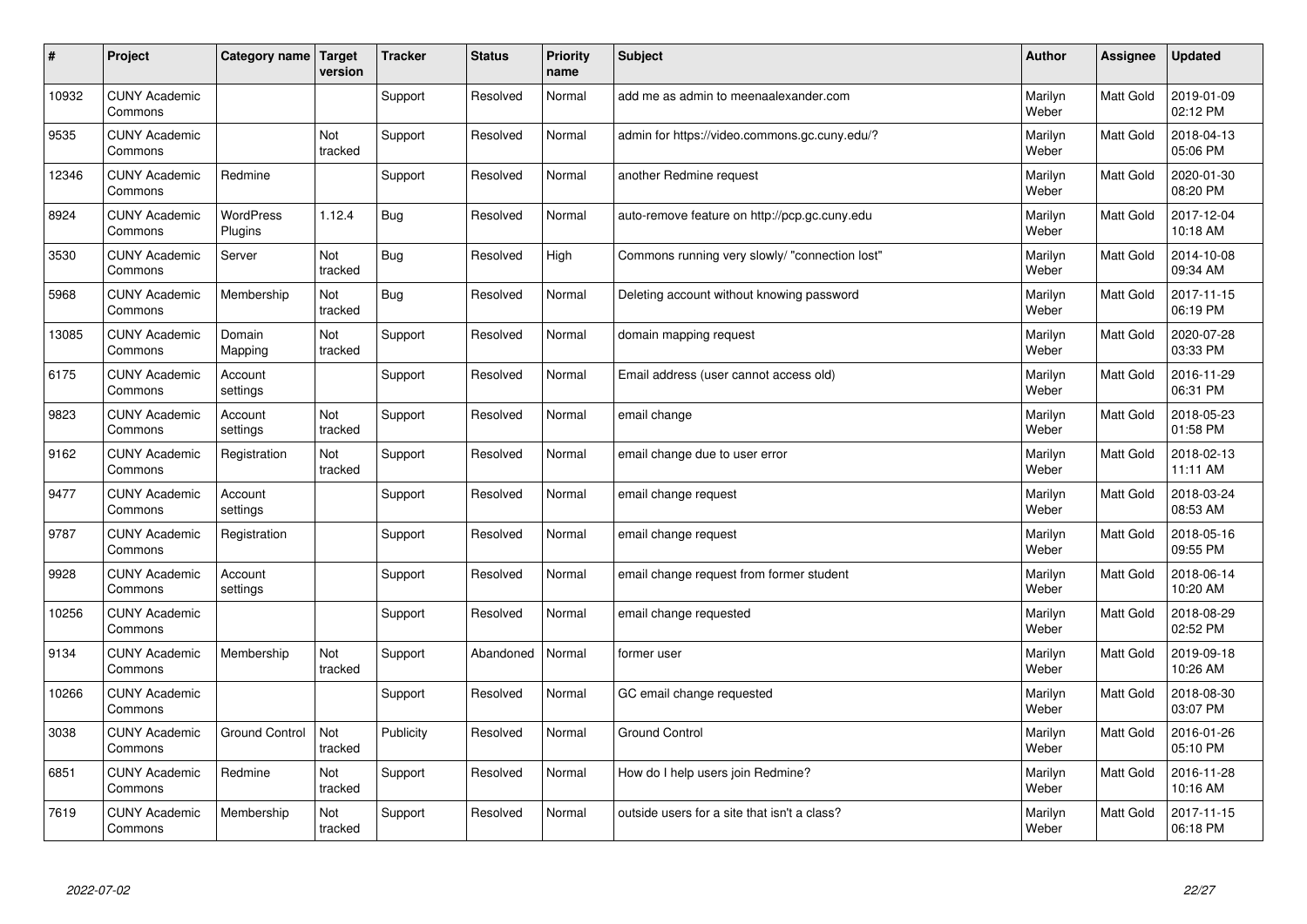| # | Project | Category name | Target version | Tracker | Status | Priority name | Subject | Author | Assignee | Updated |
|---|---|---|---|---|---|---|---|---|---|---|
| 10932 | CUNY Academic Commons | | | Support | Resolved | Normal | add me as admin to meenaalexander.com | Marilyn Weber | Matt Gold | 2019-01-09 02:12 PM |
| 9535 | CUNY Academic Commons | | Not tracked | Support | Resolved | Normal | admin for https://video.commons.gc.cuny.edu/? | Marilyn Weber | Matt Gold | 2018-04-13 05:06 PM |
| 12346 | CUNY Academic Commons | Redmine | | Support | Resolved | Normal | another Redmine request | Marilyn Weber | Matt Gold | 2020-01-30 08:20 PM |
| 8924 | CUNY Academic Commons | WordPress Plugins | 1.12.4 | Bug | Resolved | Normal | auto-remove feature on http://pcp.gc.cuny.edu | Marilyn Weber | Matt Gold | 2017-12-04 10:18 AM |
| 3530 | CUNY Academic Commons | Server | Not tracked | Bug | Resolved | High | Commons running very slowly/ "connection lost" | Marilyn Weber | Matt Gold | 2014-10-08 09:34 AM |
| 5968 | CUNY Academic Commons | Membership | Not tracked | Bug | Resolved | Normal | Deleting account without knowing password | Marilyn Weber | Matt Gold | 2017-11-15 06:19 PM |
| 13085 | CUNY Academic Commons | Domain Mapping | Not tracked | Support | Resolved | Normal | domain mapping request | Marilyn Weber | Matt Gold | 2020-07-28 03:33 PM |
| 6175 | CUNY Academic Commons | Account settings | | Support | Resolved | Normal | Email address (user cannot access old) | Marilyn Weber | Matt Gold | 2016-11-29 06:31 PM |
| 9823 | CUNY Academic Commons | Account settings | Not tracked | Support | Resolved | Normal | email change | Marilyn Weber | Matt Gold | 2018-05-23 01:58 PM |
| 9162 | CUNY Academic Commons | Registration | Not tracked | Support | Resolved | Normal | email change due to user error | Marilyn Weber | Matt Gold | 2018-02-13 11:11 AM |
| 9477 | CUNY Academic Commons | Account settings | | Support | Resolved | Normal | email change request | Marilyn Weber | Matt Gold | 2018-03-24 08:53 AM |
| 9787 | CUNY Academic Commons | Registration | | Support | Resolved | Normal | email change request | Marilyn Weber | Matt Gold | 2018-05-16 09:55 PM |
| 9928 | CUNY Academic Commons | Account settings | | Support | Resolved | Normal | email change request from former student | Marilyn Weber | Matt Gold | 2018-06-14 10:20 AM |
| 10256 | CUNY Academic Commons | | | Support | Resolved | Normal | email change requested | Marilyn Weber | Matt Gold | 2018-08-29 02:52 PM |
| 9134 | CUNY Academic Commons | Membership | Not tracked | Support | Abandoned | Normal | former user | Marilyn Weber | Matt Gold | 2019-09-18 10:26 AM |
| 10266 | CUNY Academic Commons | | | Support | Resolved | Normal | GC email change requested | Marilyn Weber | Matt Gold | 2018-08-30 03:07 PM |
| 3038 | CUNY Academic Commons | Ground Control | Not tracked | Publicity | Resolved | Normal | Ground Control | Marilyn Weber | Matt Gold | 2016-01-26 05:10 PM |
| 6851 | CUNY Academic Commons | Redmine | Not tracked | Support | Resolved | Normal | How do I help users join Redmine? | Marilyn Weber | Matt Gold | 2016-11-28 10:16 AM |
| 7619 | CUNY Academic Commons | Membership | Not tracked | Support | Resolved | Normal | outside users for a site that isn't a class? | Marilyn Weber | Matt Gold | 2017-11-15 06:18 PM |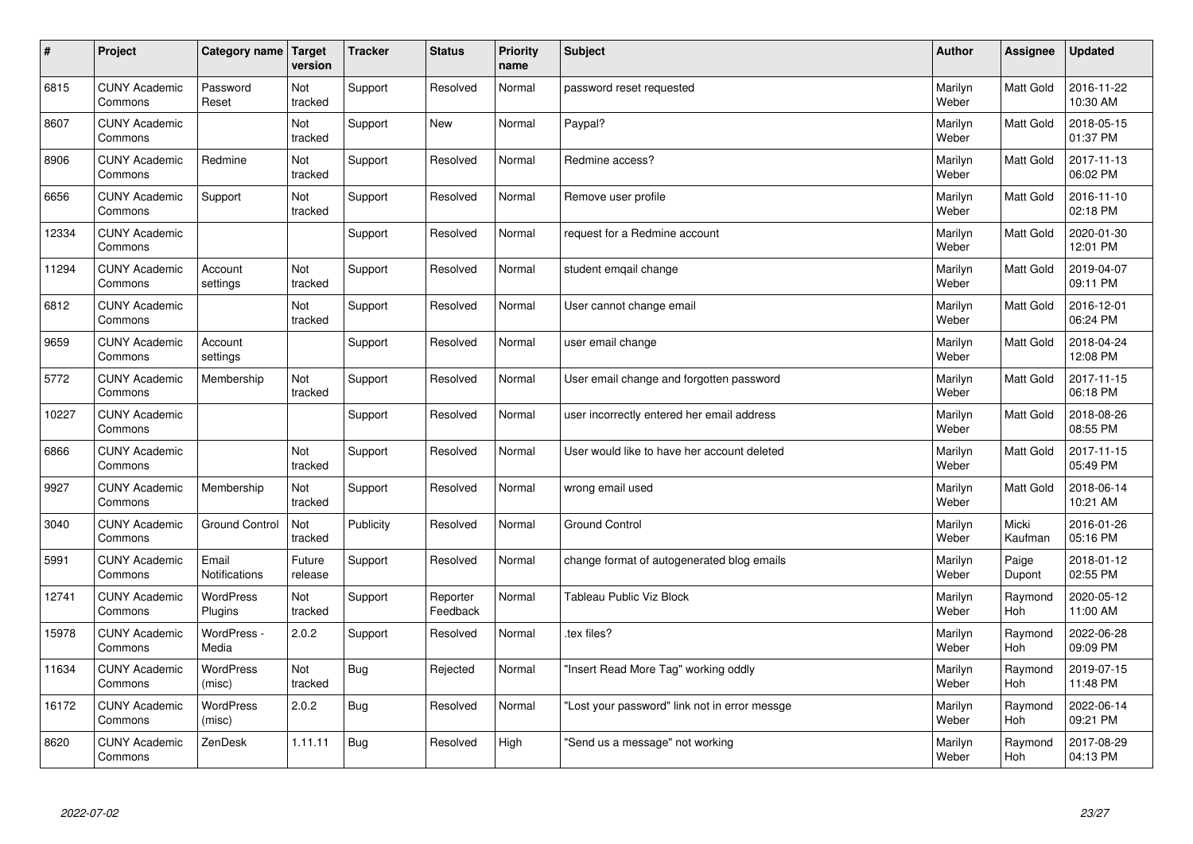| # | Project | Category name | Target version | Tracker | Status | Priority name | Subject | Author | Assignee | Updated |
|---|---|---|---|---|---|---|---|---|---|---|
| 6815 | CUNY Academic Commons | Password Reset | Not tracked | Support | Resolved | Normal | password reset requested | Marilyn Weber | Matt Gold | 2016-11-22 10:30 AM |
| 8607 | CUNY Academic Commons | | Not tracked | Support | New | Normal | Paypal? | Marilyn Weber | Matt Gold | 2018-05-15 01:37 PM |
| 8906 | CUNY Academic Commons | Redmine | Not tracked | Support | Resolved | Normal | Redmine access? | Marilyn Weber | Matt Gold | 2017-11-13 06:02 PM |
| 6656 | CUNY Academic Commons | Support | Not tracked | Support | Resolved | Normal | Remove user profile | Marilyn Weber | Matt Gold | 2016-11-10 02:18 PM |
| 12334 | CUNY Academic Commons | | | Support | Resolved | Normal | request for a Redmine account | Marilyn Weber | Matt Gold | 2020-01-30 12:01 PM |
| 11294 | CUNY Academic Commons | Account settings | Not tracked | Support | Resolved | Normal | student emqail change | Marilyn Weber | Matt Gold | 2019-04-07 09:11 PM |
| 6812 | CUNY Academic Commons | | Not tracked | Support | Resolved | Normal | User cannot change email | Marilyn Weber | Matt Gold | 2016-12-01 06:24 PM |
| 9659 | CUNY Academic Commons | Account settings | | Support | Resolved | Normal | user email change | Marilyn Weber | Matt Gold | 2018-04-24 12:08 PM |
| 5772 | CUNY Academic Commons | Membership | Not tracked | Support | Resolved | Normal | User email change and forgotten password | Marilyn Weber | Matt Gold | 2017-11-15 06:18 PM |
| 10227 | CUNY Academic Commons | | | Support | Resolved | Normal | user incorrectly entered her email address | Marilyn Weber | Matt Gold | 2018-08-26 08:55 PM |
| 6866 | CUNY Academic Commons | | Not tracked | Support | Resolved | Normal | User would like to have her account deleted | Marilyn Weber | Matt Gold | 2017-11-15 05:49 PM |
| 9927 | CUNY Academic Commons | Membership | Not tracked | Support | Resolved | Normal | wrong email used | Marilyn Weber | Matt Gold | 2018-06-14 10:21 AM |
| 3040 | CUNY Academic Commons | Ground Control | Not tracked | Publicity | Resolved | Normal | Ground Control | Marilyn Weber | Micki Kaufman | 2016-01-26 05:16 PM |
| 5991 | CUNY Academic Commons | Email Notifications | Future release | Support | Resolved | Normal | change format of autogenerated blog emails | Marilyn Weber | Paige Dupont | 2018-01-12 02:55 PM |
| 12741 | CUNY Academic Commons | WordPress Plugins | Not tracked | Support | Reporter Feedback | Normal | Tableau Public Viz Block | Marilyn Weber | Raymond Hoh | 2020-05-12 11:00 AM |
| 15978 | CUNY Academic Commons | WordPress - Media | 2.0.2 | Support | Resolved | Normal | .tex files? | Marilyn Weber | Raymond Hoh | 2022-06-28 09:09 PM |
| 11634 | CUNY Academic Commons | WordPress (misc) | Not tracked | Bug | Rejected | Normal | "Insert Read More Tag" working oddly | Marilyn Weber | Raymond Hoh | 2019-07-15 11:48 PM |
| 16172 | CUNY Academic Commons | WordPress (misc) | 2.0.2 | Bug | Resolved | Normal | "Lost your password" link not in error messge | Marilyn Weber | Raymond Hoh | 2022-06-14 09:21 PM |
| 8620 | CUNY Academic Commons | ZenDesk | 1.11.11 | Bug | Resolved | High | "Send us a message" not working | Marilyn Weber | Raymond Hoh | 2017-08-29 04:13 PM |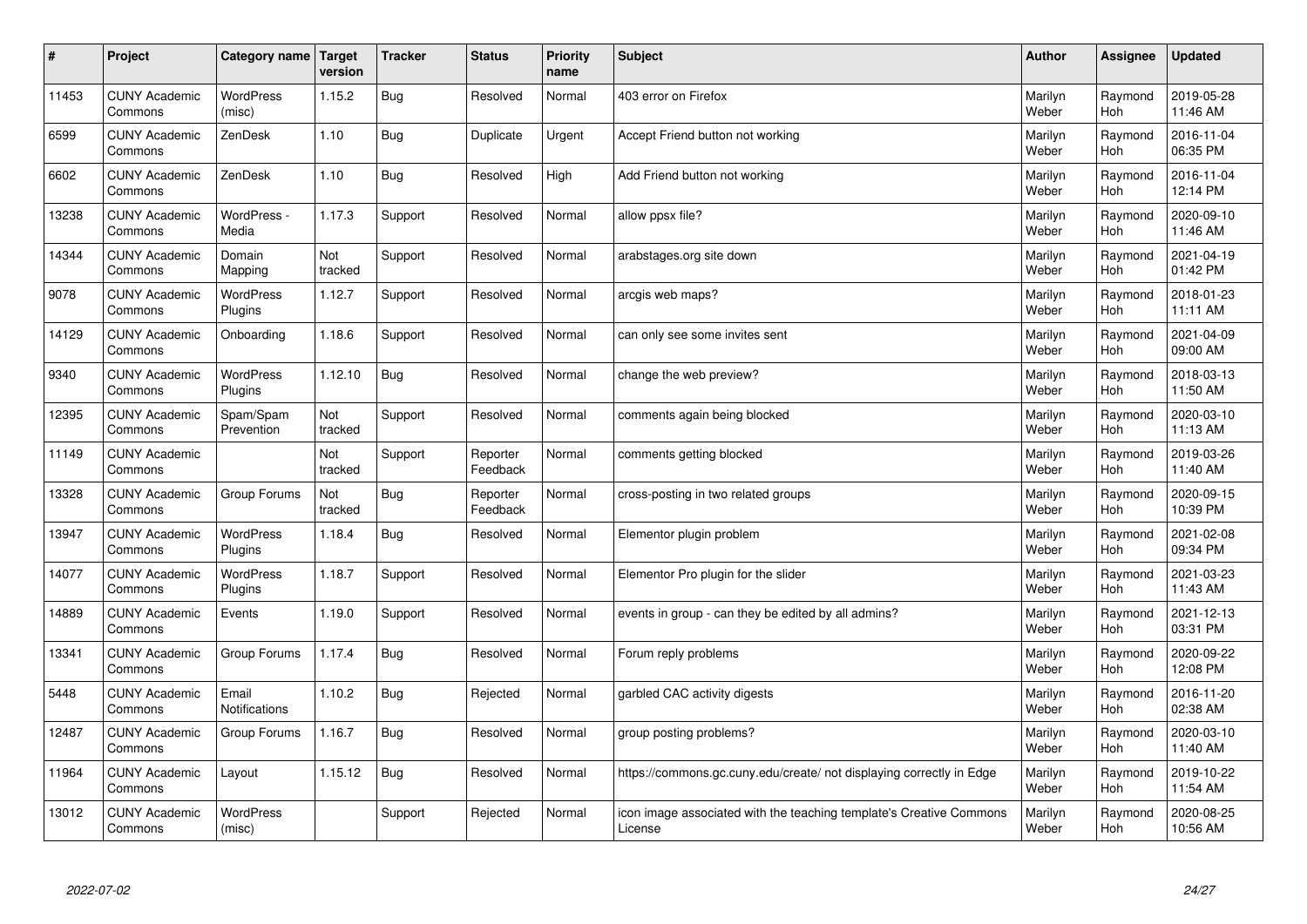| # | Project | Category name | Target version | Tracker | Status | Priority name | Subject | Author | Assignee | Updated |
|---|---|---|---|---|---|---|---|---|---|---|
| 11453 | CUNY Academic Commons | WordPress (misc) | 1.15.2 | Bug | Resolved | Normal | 403 error on Firefox | Marilyn Weber | Raymond Hoh | 2019-05-28 11:46 AM |
| 6599 | CUNY Academic Commons | ZenDesk | 1.10 | Bug | Duplicate | Urgent | Accept Friend button not working | Marilyn Weber | Raymond Hoh | 2016-11-04 06:35 PM |
| 6602 | CUNY Academic Commons | ZenDesk | 1.10 | Bug | Resolved | High | Add Friend button not working | Marilyn Weber | Raymond Hoh | 2016-11-04 12:14 PM |
| 13238 | CUNY Academic Commons | WordPress - Media | 1.17.3 | Support | Resolved | Normal | allow ppsx file? | Marilyn Weber | Raymond Hoh | 2020-09-10 11:46 AM |
| 14344 | CUNY Academic Commons | Domain Mapping | Not tracked | Support | Resolved | Normal | arabstages.org site down | Marilyn Weber | Raymond Hoh | 2021-04-19 01:42 PM |
| 9078 | CUNY Academic Commons | WordPress Plugins | 1.12.7 | Support | Resolved | Normal | arcgis web maps? | Marilyn Weber | Raymond Hoh | 2018-01-23 11:11 AM |
| 14129 | CUNY Academic Commons | Onboarding | 1.18.6 | Support | Resolved | Normal | can only see some invites sent | Marilyn Weber | Raymond Hoh | 2021-04-09 09:00 AM |
| 9340 | CUNY Academic Commons | WordPress Plugins | 1.12.10 | Bug | Resolved | Normal | change the web preview? | Marilyn Weber | Raymond Hoh | 2018-03-13 11:50 AM |
| 12395 | CUNY Academic Commons | Spam/Spam Prevention | Not tracked | Support | Resolved | Normal | comments again being blocked | Marilyn Weber | Raymond Hoh | 2020-03-10 11:13 AM |
| 11149 | CUNY Academic Commons | | Not tracked | Support | Reporter Feedback | Normal | comments getting blocked | Marilyn Weber | Raymond Hoh | 2019-03-26 11:40 AM |
| 13328 | CUNY Academic Commons | Group Forums | Not tracked | Bug | Reporter Feedback | Normal | cross-posting in two related groups | Marilyn Weber | Raymond Hoh | 2020-09-15 10:39 PM |
| 13947 | CUNY Academic Commons | WordPress Plugins | 1.18.4 | Bug | Resolved | Normal | Elementor plugin problem | Marilyn Weber | Raymond Hoh | 2021-02-08 09:34 PM |
| 14077 | CUNY Academic Commons | WordPress Plugins | 1.18.7 | Support | Resolved | Normal | Elementor Pro plugin for the slider | Marilyn Weber | Raymond Hoh | 2021-03-23 11:43 AM |
| 14889 | CUNY Academic Commons | Events | 1.19.0 | Support | Resolved | Normal | events in group - can they be edited by all admins? | Marilyn Weber | Raymond Hoh | 2021-12-13 03:31 PM |
| 13341 | CUNY Academic Commons | Group Forums | 1.17.4 | Bug | Resolved | Normal | Forum reply problems | Marilyn Weber | Raymond Hoh | 2020-09-22 12:08 PM |
| 5448 | CUNY Academic Commons | Email Notifications | 1.10.2 | Bug | Rejected | Normal | garbled CAC activity digests | Marilyn Weber | Raymond Hoh | 2016-11-20 02:38 AM |
| 12487 | CUNY Academic Commons | Group Forums | 1.16.7 | Bug | Resolved | Normal | group posting problems? | Marilyn Weber | Raymond Hoh | 2020-03-10 11:40 AM |
| 11964 | CUNY Academic Commons | Layout | 1.15.12 | Bug | Resolved | Normal | https://commons.gc.cuny.edu/create/ not displaying correctly in Edge | Marilyn Weber | Raymond Hoh | 2019-10-22 11:54 AM |
| 13012 | CUNY Academic Commons | WordPress (misc) | | Support | Rejected | Normal | icon image associated with the teaching template's Creative Commons License | Marilyn Weber | Raymond Hoh | 2020-08-25 10:56 AM |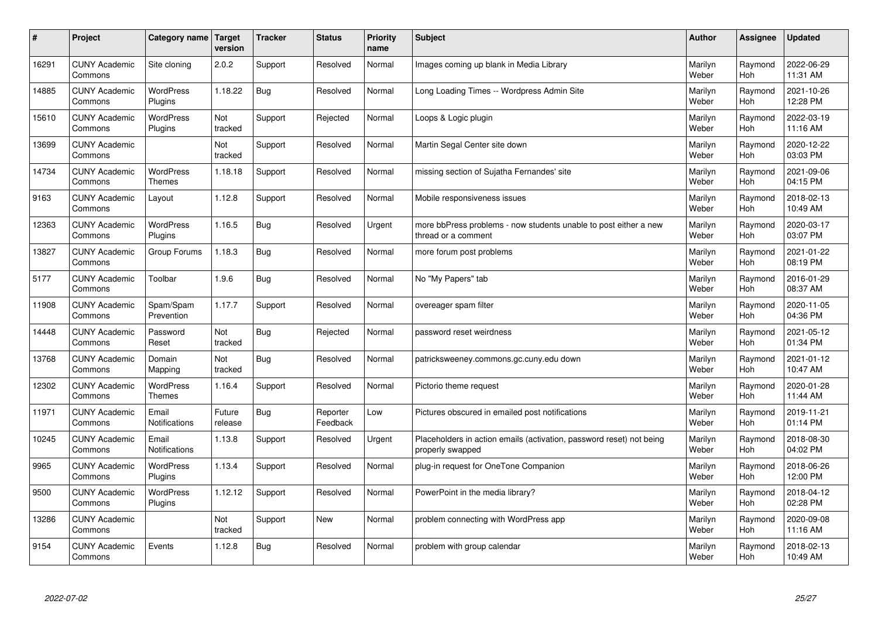| # | Project | Category name | Target version | Tracker | Status | Priority name | Subject | Author | Assignee | Updated |
|---|---|---|---|---|---|---|---|---|---|---|
| 16291 | CUNY Academic Commons | Site cloning | 2.0.2 | Support | Resolved | Normal | Images coming up blank in Media Library | Marilyn Weber | Raymond Hoh | 2022-06-29 11:31 AM |
| 14885 | CUNY Academic Commons | WordPress Plugins | 1.18.22 | Bug | Resolved | Normal | Long Loading Times -- Wordpress Admin Site | Marilyn Weber | Raymond Hoh | 2021-10-26 12:28 PM |
| 15610 | CUNY Academic Commons | WordPress Plugins | Not tracked | Support | Rejected | Normal | Loops & Logic plugin | Marilyn Weber | Raymond Hoh | 2022-03-19 11:16 AM |
| 13699 | CUNY Academic Commons | | Not tracked | Support | Resolved | Normal | Martin Segal Center site down | Marilyn Weber | Raymond Hoh | 2020-12-22 03:03 PM |
| 14734 | CUNY Academic Commons | WordPress Themes | 1.18.18 | Support | Resolved | Normal | missing section of Sujatha Fernandes' site | Marilyn Weber | Raymond Hoh | 2021-09-06 04:15 PM |
| 9163 | CUNY Academic Commons | Layout | 1.12.8 | Support | Resolved | Normal | Mobile responsiveness issues | Marilyn Weber | Raymond Hoh | 2018-02-13 10:49 AM |
| 12363 | CUNY Academic Commons | WordPress Plugins | 1.16.5 | Bug | Resolved | Urgent | more bbPress problems - now students unable to post either a new thread or a comment | Marilyn Weber | Raymond Hoh | 2020-03-17 03:07 PM |
| 13827 | CUNY Academic Commons | Group Forums | 1.18.3 | Bug | Resolved | Normal | more forum post problems | Marilyn Weber | Raymond Hoh | 2021-01-22 08:19 PM |
| 5177 | CUNY Academic Commons | Toolbar | 1.9.6 | Bug | Resolved | Normal | No "My Papers" tab | Marilyn Weber | Raymond Hoh | 2016-01-29 08:37 AM |
| 11908 | CUNY Academic Commons | Spam/Spam Prevention | 1.17.7 | Support | Resolved | Normal | overeager spam filter | Marilyn Weber | Raymond Hoh | 2020-11-05 04:36 PM |
| 14448 | CUNY Academic Commons | Password Reset | Not tracked | Bug | Rejected | Normal | password reset weirdness | Marilyn Weber | Raymond Hoh | 2021-05-12 01:34 PM |
| 13768 | CUNY Academic Commons | Domain Mapping | Not tracked | Bug | Resolved | Normal | patricksweeney.commons.gc.cuny.edu down | Marilyn Weber | Raymond Hoh | 2021-01-12 10:47 AM |
| 12302 | CUNY Academic Commons | WordPress Themes | 1.16.4 | Support | Resolved | Normal | Pictorio theme request | Marilyn Weber | Raymond Hoh | 2020-01-28 11:44 AM |
| 11971 | CUNY Academic Commons | Email Notifications | Future release | Bug | Reporter Feedback | Low | Pictures obscured in emailed post notifications | Marilyn Weber | Raymond Hoh | 2019-11-21 01:14 PM |
| 10245 | CUNY Academic Commons | Email Notifications | 1.13.8 | Support | Resolved | Urgent | Placeholders in action emails (activation, password reset) not being properly swapped | Marilyn Weber | Raymond Hoh | 2018-08-30 04:02 PM |
| 9965 | CUNY Academic Commons | WordPress Plugins | 1.13.4 | Support | Resolved | Normal | plug-in request for OneTone Companion | Marilyn Weber | Raymond Hoh | 2018-06-26 12:00 PM |
| 9500 | CUNY Academic Commons | WordPress Plugins | 1.12.12 | Support | Resolved | Normal | PowerPoint in the media library? | Marilyn Weber | Raymond Hoh | 2018-04-12 02:28 PM |
| 13286 | CUNY Academic Commons | | Not tracked | Support | New | Normal | problem connecting with WordPress app | Marilyn Weber | Raymond Hoh | 2020-09-08 11:16 AM |
| 9154 | CUNY Academic Commons | Events | 1.12.8 | Bug | Resolved | Normal | problem with group calendar | Marilyn Weber | Raymond Hoh | 2018-02-13 10:49 AM |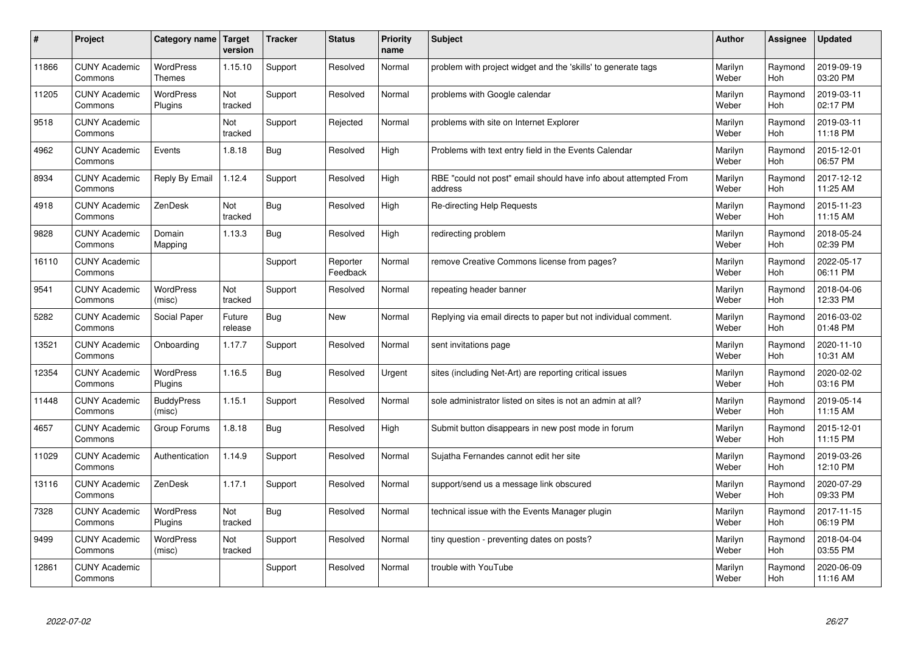| # | Project | Category name | Target version | Tracker | Status | Priority name | Subject | Author | Assignee | Updated |
|---|---|---|---|---|---|---|---|---|---|---|
| 11866 | CUNY Academic Commons | WordPress Themes | 1.15.10 | Support | Resolved | Normal | problem with project widget and the 'skills' to generate tags | Marilyn Weber | Raymond Hoh | 2019-09-19 03:20 PM |
| 11205 | CUNY Academic Commons | WordPress Plugins | Not tracked | Support | Resolved | Normal | problems with Google calendar | Marilyn Weber | Raymond Hoh | 2019-03-11 02:17 PM |
| 9518 | CUNY Academic Commons | | Not tracked | Support | Rejected | Normal | problems with site on Internet Explorer | Marilyn Weber | Raymond Hoh | 2019-03-11 11:18 PM |
| 4962 | CUNY Academic Commons | Events | 1.8.18 | Bug | Resolved | High | Problems with text entry field in the Events Calendar | Marilyn Weber | Raymond Hoh | 2015-12-01 06:57 PM |
| 8934 | CUNY Academic Commons | Reply By Email | 1.12.4 | Support | Resolved | High | RBE "could not post" email should have info about attempted From address | Marilyn Weber | Raymond Hoh | 2017-12-12 11:25 AM |
| 4918 | CUNY Academic Commons | ZenDesk | Not tracked | Bug | Resolved | High | Re-directing Help Requests | Marilyn Weber | Raymond Hoh | 2015-11-23 11:15 AM |
| 9828 | CUNY Academic Commons | Domain Mapping | 1.13.3 | Bug | Resolved | High | redirecting problem | Marilyn Weber | Raymond Hoh | 2018-05-24 02:39 PM |
| 16110 | CUNY Academic Commons | | | Support | Reporter Feedback | Normal | remove Creative Commons license from pages? | Marilyn Weber | Raymond Hoh | 2022-05-17 06:11 PM |
| 9541 | CUNY Academic Commons | WordPress (misc) | Not tracked | Support | Resolved | Normal | repeating header banner | Marilyn Weber | Raymond Hoh | 2018-04-06 12:33 PM |
| 5282 | CUNY Academic Commons | Social Paper | Future release | Bug | New | Normal | Replying via email directs to paper but not individual comment. | Marilyn Weber | Raymond Hoh | 2016-03-02 01:48 PM |
| 13521 | CUNY Academic Commons | Onboarding | 1.17.7 | Support | Resolved | Normal | sent invitations page | Marilyn Weber | Raymond Hoh | 2020-11-10 10:31 AM |
| 12354 | CUNY Academic Commons | WordPress Plugins | 1.16.5 | Bug | Resolved | Urgent | sites (including Net-Art) are reporting critical issues | Marilyn Weber | Raymond Hoh | 2020-02-02 03:16 PM |
| 11448 | CUNY Academic Commons | BuddyPress (misc) | 1.15.1 | Support | Resolved | Normal | sole administrator listed on sites is not an admin at all? | Marilyn Weber | Raymond Hoh | 2019-05-14 11:15 AM |
| 4657 | CUNY Academic Commons | Group Forums | 1.8.18 | Bug | Resolved | High | Submit button disappears in new post mode in forum | Marilyn Weber | Raymond Hoh | 2015-12-01 11:15 PM |
| 11029 | CUNY Academic Commons | Authentication | 1.14.9 | Support | Resolved | Normal | Sujatha Fernandes cannot edit her site | Marilyn Weber | Raymond Hoh | 2019-03-26 12:10 PM |
| 13116 | CUNY Academic Commons | ZenDesk | 1.17.1 | Support | Resolved | Normal | support/send us a message link obscured | Marilyn Weber | Raymond Hoh | 2020-07-29 09:33 PM |
| 7328 | CUNY Academic Commons | WordPress Plugins | Not tracked | Bug | Resolved | Normal | technical issue with the Events Manager plugin | Marilyn Weber | Raymond Hoh | 2017-11-15 06:19 PM |
| 9499 | CUNY Academic Commons | WordPress (misc) | Not tracked | Support | Resolved | Normal | tiny question - preventing dates on posts? | Marilyn Weber | Raymond Hoh | 2018-04-04 03:55 PM |
| 12861 | CUNY Academic Commons | | | Support | Resolved | Normal | trouble with YouTube | Marilyn Weber | Raymond Hoh | 2020-06-09 11:16 AM |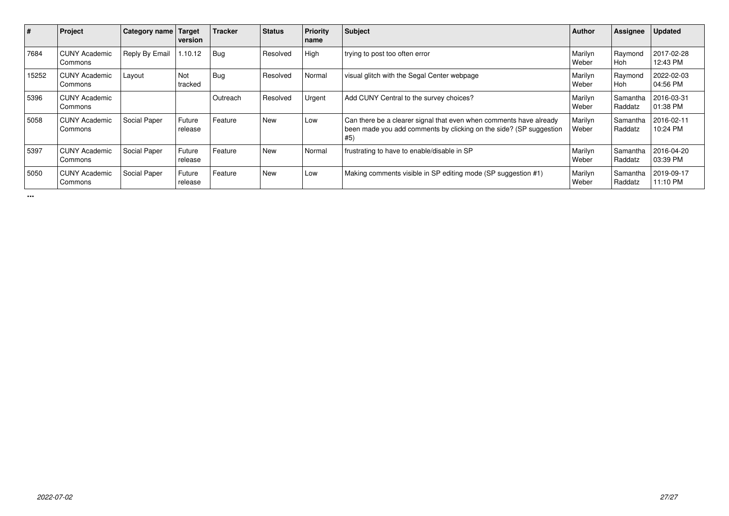| # | Project | Category name | Target version | Tracker | Status | Priority name | Subject | Author | Assignee | Updated |
|---|---|---|---|---|---|---|---|---|---|---|
| 7684 | CUNY Academic Commons | Reply By Email | 1.10.12 | Bug | Resolved | High | trying to post too often error | Marilyn Weber | Raymond Hoh | 2017-02-28 12:43 PM |
| 15252 | CUNY Academic Commons | Layout | Not tracked | Bug | Resolved | Normal | visual glitch with the Segal Center webpage | Marilyn Weber | Raymond Hoh | 2022-02-03 04:56 PM |
| 5396 | CUNY Academic Commons | | | Outreach | Resolved | Urgent | Add CUNY Central to the survey choices? | Marilyn Weber | Samantha Raddatz | 2016-03-31 01:38 PM |
| 5058 | CUNY Academic Commons | Social Paper | Future release | Feature | New | Low | Can there be a clearer signal that even when comments have already been made you add comments by clicking on the side? (SP suggestion #5) | Marilyn Weber | Samantha Raddatz | 2016-02-11 10:24 PM |
| 5397 | CUNY Academic Commons | Social Paper | Future release | Feature | New | Normal | frustrating to have to enable/disable in SP | Marilyn Weber | Samantha Raddatz | 2016-04-20 03:39 PM |
| 5050 | CUNY Academic Commons | Social Paper | Future release | Feature | New | Low | Making comments visible in SP editing mode (SP suggestion #1) | Marilyn Weber | Samantha Raddatz | 2019-09-17 11:10 PM |

...